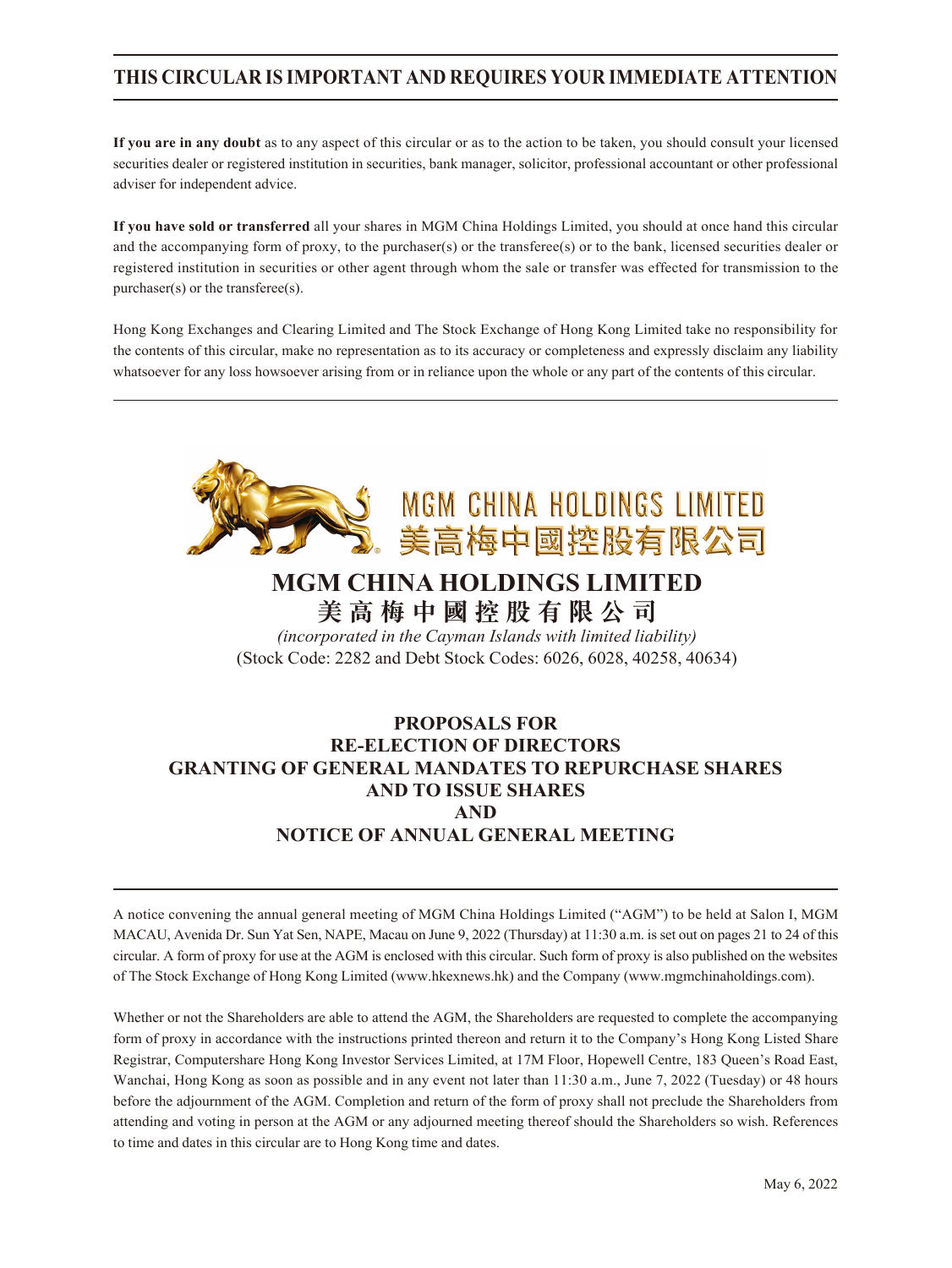# THIS CIRCULAR IS IMPORTANT AND REQUIRES YOUR IMMEDIATE ATTENTION

**If you are in any doubt** as to any aspect of this circular or as to the action to be taken, you should consult your licensed securities dealer or registered institution in securities, bank manager, solicitor, professional accountant or other professional adviser for independent advice.

**If you have sold or transferred** all your shares in MGM China Holdings Limited, you should at once hand this circular and the accompanying form of proxy, to the purchaser(s) or the transferee(s) or to the bank, licensed securities dealer or registered institution in securities or other agent through whom the sale or transfer was effected for transmission to the purchaser(s) or the transferee(s).

Hong Kong Exchanges and Clearing Limited and The Stock Exchange of Hong Kong Limited take no responsibility for the contents of this circular, make no representation as to its accuracy or completeness and expressly disclaim any liability whatsoever for any loss howsoever arising from or in reliance upon the whole or any part of the contents of this circular.

MGM CHINA HOLDINGS LIMITED
美高梅中國控股有限公司

## MGM CHINA HOLDINGS LIMITED
## 美高梅中國控股有限公司

*(incorporated in the Cayman Islands with limited liability)*
(Stock Code: 2282 and Debt Stock Codes: 6026, 6028, 40258, 40634)

## PROPOSALS FOR RE-ELECTION OF DIRECTORS GRANTING OF GENERAL MANDATES TO REPURCHASE SHARES AND TO ISSUE SHARES AND NOTICE OF ANNUAL GENERAL MEETING

A notice convening the annual general meeting of MGM China Holdings Limited ("AGM") to be held at Salon I, MGM MACAU, Avenida Dr. Sun Yat Sen, NAPE, Macau on June 9, 2022 (Thursday) at 11:30 a.m. is set out on pages 21 to 24 of this circular. A form of proxy for use at the AGM is enclosed with this circular. Such form of proxy is also published on the websites of The Stock Exchange of Hong Kong Limited (www.hkexnews.hk) and the Company (www.mgmchinaholdings.com).

Whether or not the Shareholders are able to attend the AGM, the Shareholders are requested to complete the accompanying form of proxy in accordance with the instructions printed thereon and return it to the Company's Hong Kong Listed Share Registrar, Computershare Hong Kong Investor Services Limited, at 17M Floor, Hopewell Centre, 183 Queen's Road East, Wanchai, Hong Kong as soon as possible and in any event not later than 11:30 a.m., June 7, 2022 (Tuesday) or 48 hours before the adjournment of the AGM. Completion and return of the form of proxy shall not preclude the Shareholders from attending and voting in person at the AGM or any adjourned meeting thereof should the Shareholders so wish. References to time and dates in this circular are to Hong Kong time and dates.

May 6, 2022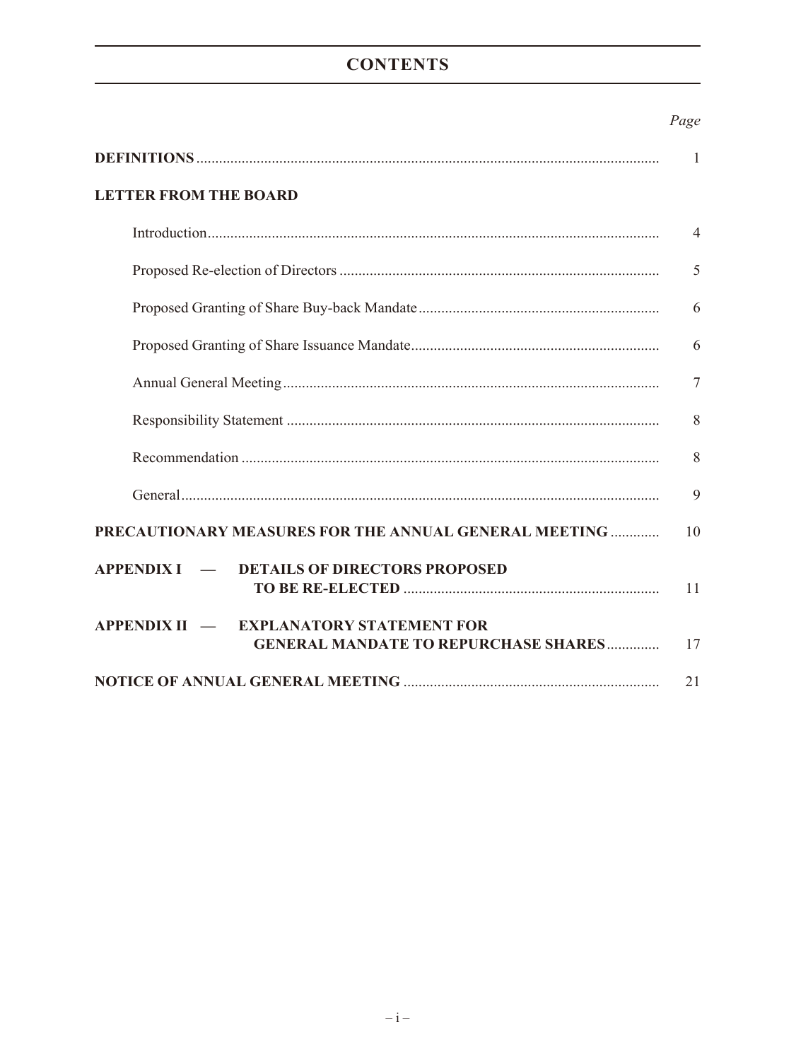# CONTENTS

| | Page |
|---|---|
| **DEFINITIONS** | 1 |
| **LETTER FROM THE BOARD** | |
| Introduction | 4 |
| Proposed Re-election of Directors | 5 |
| Proposed Granting of Share Buy-back Mandate | 6 |
| Proposed Granting of Share Issuance Mandate | 6 |
| Annual General Meeting | 7 |
| Responsibility Statement | 8 |
| Recommendation | 8 |
| General | 9 |
| **PRECAUTIONARY MEASURES FOR THE ANNUAL GENERAL MEETING** | 10 |
| **APPENDIX I — DETAILS OF DIRECTORS PROPOSED TO BE RE-ELECTED** | 11 |
| **APPENDIX II — EXPLANATORY STATEMENT FOR GENERAL MANDATE TO REPURCHASE SHARES** | 17 |
| **NOTICE OF ANNUAL GENERAL MEETING** | 21 |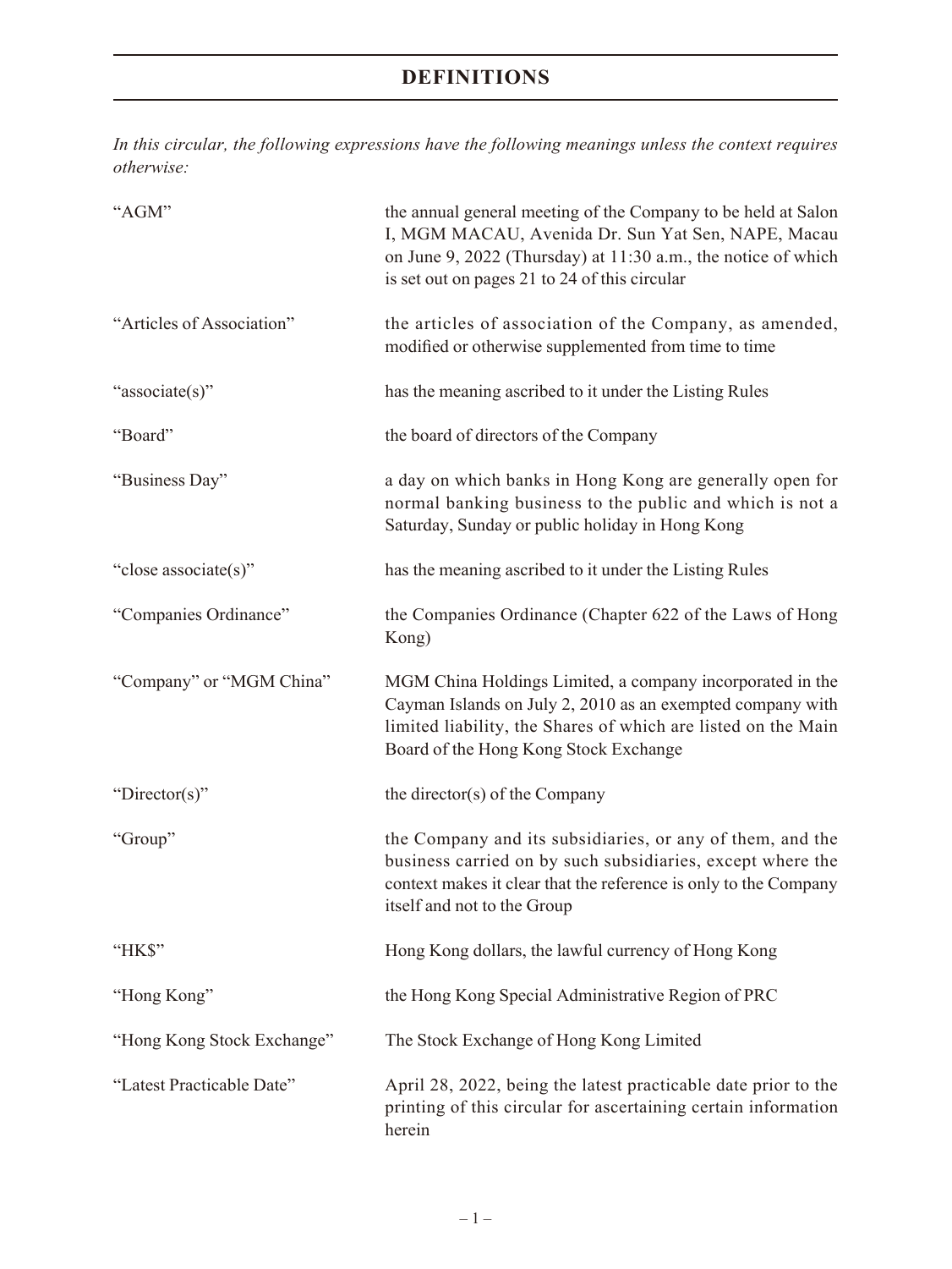# DEFINITIONS

*In this circular, the following expressions have the following meanings unless the context requires otherwise:*

| | |
|---|---|
| "AGM" | the annual general meeting of the Company to be held at Salon I, MGM MACAU, Avenida Dr. Sun Yat Sen, NAPE, Macau on June 9, 2022 (Thursday) at 11:30 a.m., the notice of which is set out on pages 21 to 24 of this circular |
| "Articles of Association" | the articles of association of the Company, as amended, modified or otherwise supplemented from time to time |
| "associate(s)" | has the meaning ascribed to it under the Listing Rules |
| "Board" | the board of directors of the Company |
| "Business Day" | a day on which banks in Hong Kong are generally open for normal banking business to the public and which is not a Saturday, Sunday or public holiday in Hong Kong |
| "close associate(s)" | has the meaning ascribed to it under the Listing Rules |
| "Companies Ordinance" | the Companies Ordinance (Chapter 622 of the Laws of Hong Kong) |
| "Company" or "MGM China" | MGM China Holdings Limited, a company incorporated in the Cayman Islands on July 2, 2010 as an exempted company with limited liability, the Shares of which are listed on the Main Board of the Hong Kong Stock Exchange |
| "Director(s)" | the director(s) of the Company |
| "Group" | the Company and its subsidiaries, or any of them, and the business carried on by such subsidiaries, except where the context makes it clear that the reference is only to the Company itself and not to the Group |
| "HK$" | Hong Kong dollars, the lawful currency of Hong Kong |
| "Hong Kong" | the Hong Kong Special Administrative Region of PRC |
| "Hong Kong Stock Exchange" | The Stock Exchange of Hong Kong Limited |
| "Latest Practicable Date" | April 28, 2022, being the latest practicable date prior to the printing of this circular for ascertaining certain information herein |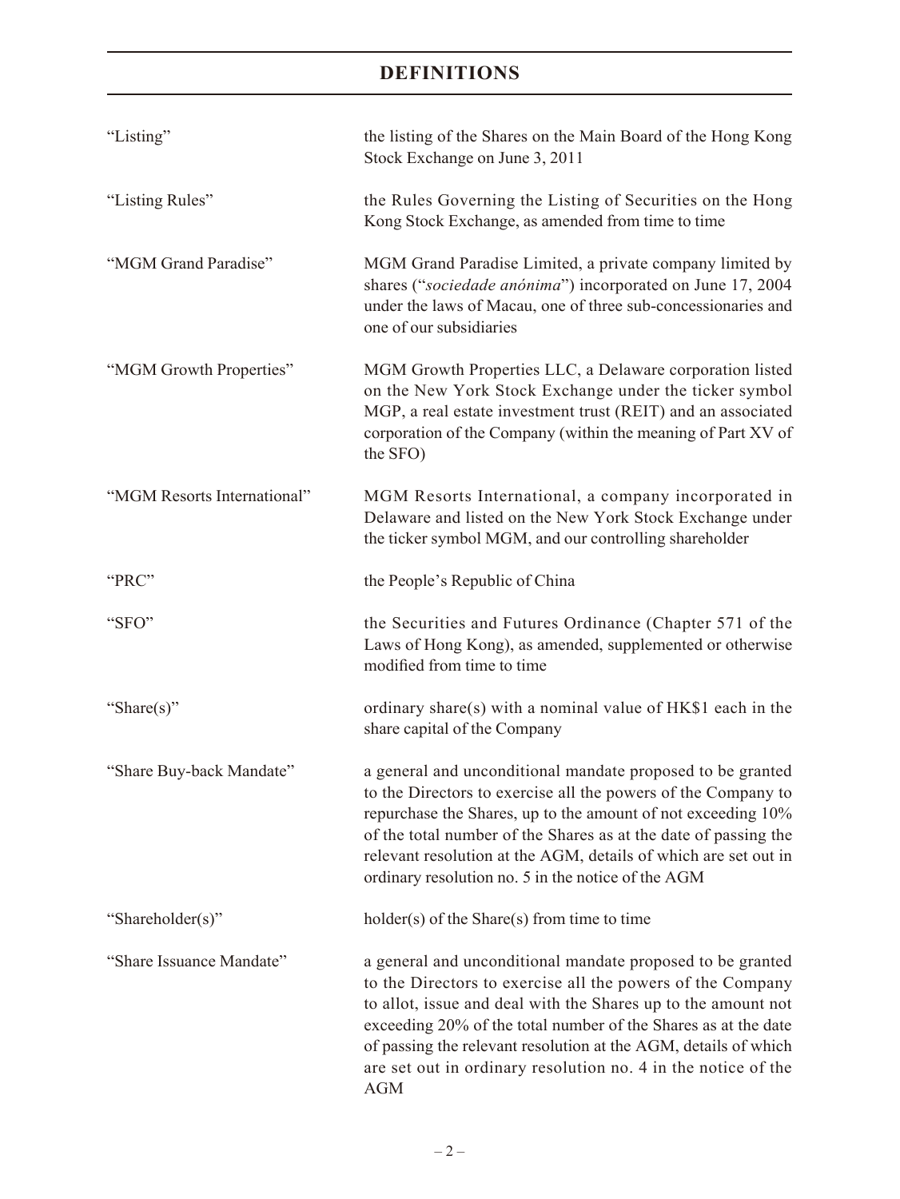## DEFINITIONS

| | |
|---|---|
| "Listing" | the listing of the Shares on the Main Board of the Hong Kong Stock Exchange on June 3, 2011 |
| "Listing Rules" | the Rules Governing the Listing of Securities on the Hong Kong Stock Exchange, as amended from time to time |
| "MGM Grand Paradise" | MGM Grand Paradise Limited, a private company limited by shares ("*sociedade anónima*") incorporated on June 17, 2004 under the laws of Macau, one of three sub-concessionaries and one of our subsidiaries |
| "MGM Growth Properties" | MGM Growth Properties LLC, a Delaware corporation listed on the New York Stock Exchange under the ticker symbol MGP, a real estate investment trust (REIT) and an associated corporation of the Company (within the meaning of Part XV of the SFO) |
| "MGM Resorts International" | MGM Resorts International, a company incorporated in Delaware and listed on the New York Stock Exchange under the ticker symbol MGM, and our controlling shareholder |
| "PRC" | the People's Republic of China |
| "SFO" | the Securities and Futures Ordinance (Chapter 571 of the Laws of Hong Kong), as amended, supplemented or otherwise modified from time to time |
| "Share(s)" | ordinary share(s) with a nominal value of HK$1 each in the share capital of the Company |
| "Share Buy-back Mandate" | a general and unconditional mandate proposed to be granted to the Directors to exercise all the powers of the Company to repurchase the Shares, up to the amount of not exceeding 10% of the total number of the Shares as at the date of passing the relevant resolution at the AGM, details of which are set out in ordinary resolution no. 5 in the notice of the AGM |
| "Shareholder(s)" | holder(s) of the Share(s) from time to time |
| "Share Issuance Mandate" | a general and unconditional mandate proposed to be granted to the Directors to exercise all the powers of the Company to allot, issue and deal with the Shares up to the amount not exceeding 20% of the total number of the Shares as at the date of passing the relevant resolution at the AGM, details of which are set out in ordinary resolution no. 4 in the notice of the AGM |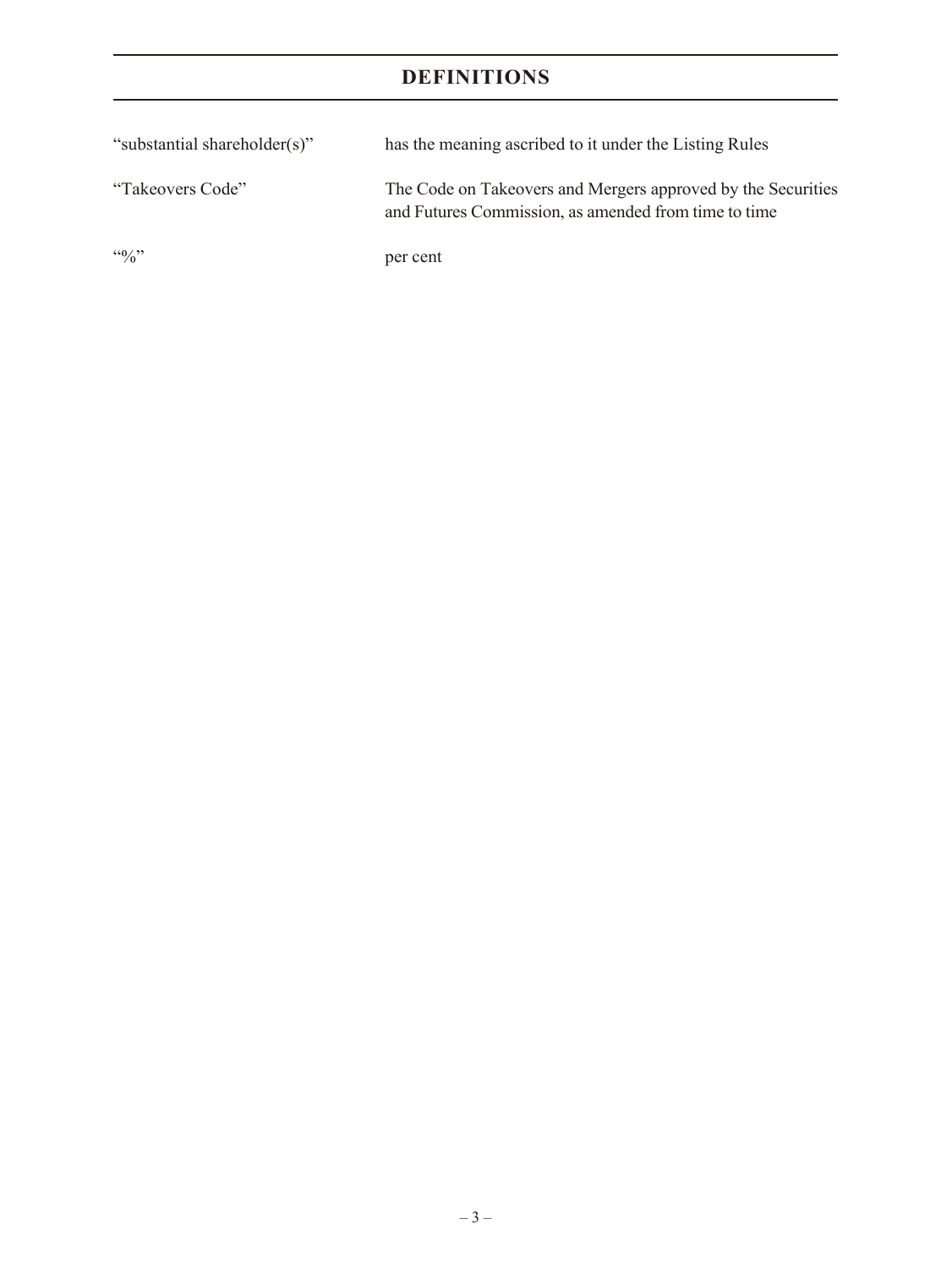# DEFINITIONS

| | |
|---|---|
| "substantial shareholder(s)" | has the meaning ascribed to it under the Listing Rules |
| "Takeovers Code" | The Code on Takeovers and Mergers approved by the Securities and Futures Commission, as amended from time to time |
| "%" | per cent |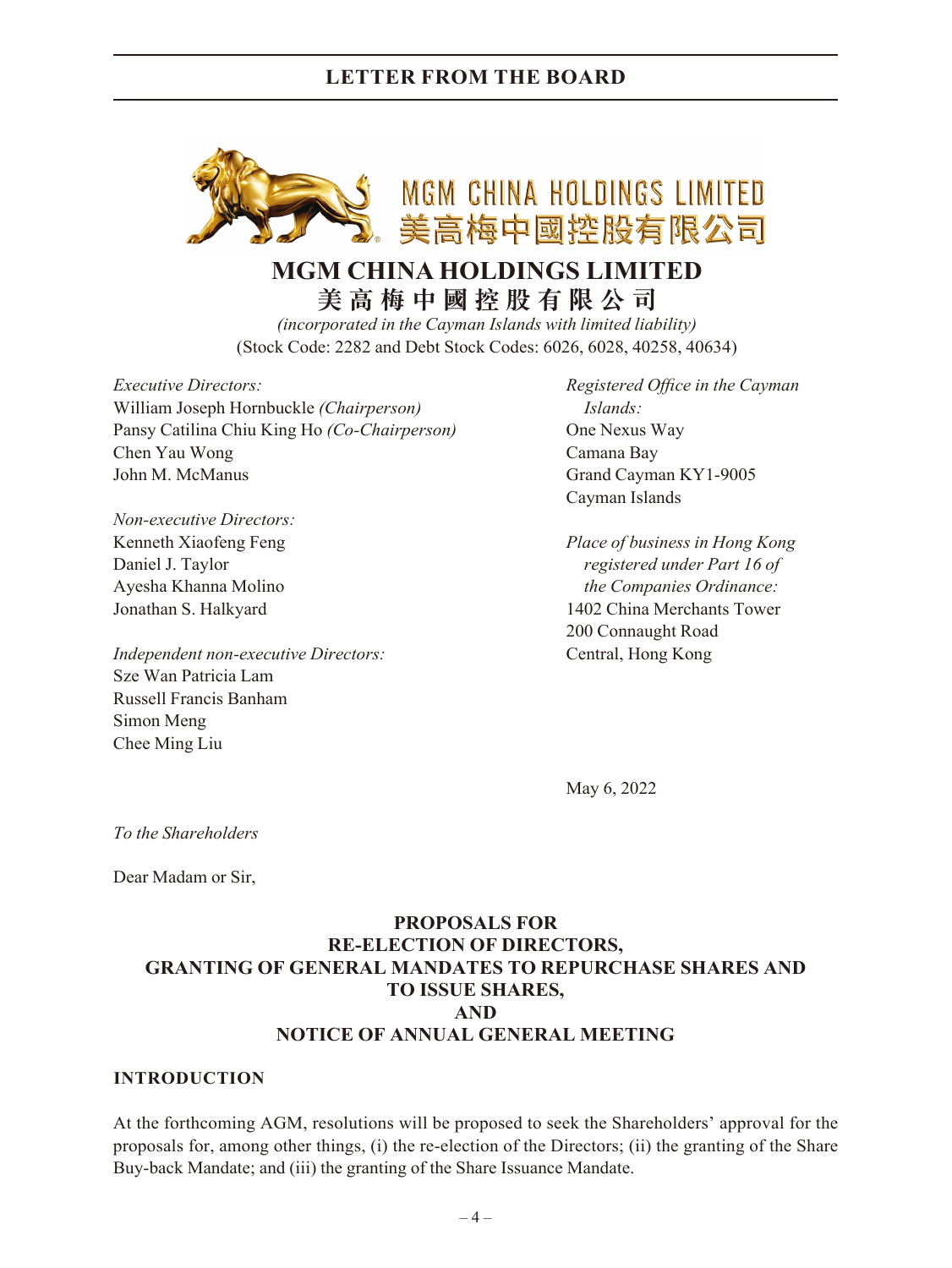# MGM CHINA HOLDINGS LIMITED

# 美高梅中國控股有限公司

*(incorporated in the Cayman Islands with limited liability)*

(Stock Code: 2282 and Debt Stock Codes: 6026, 6028, 40258, 40634)

*Executive Directors:*
William Joseph Hornbuckle *(Chairperson)*
Pansy Catilina Chiu King Ho *(Co-Chairperson)*
Chen Yau Wong
John M. McManus

*Non-executive Directors:*
Kenneth Xiaofeng Feng
Daniel J. Taylor
Ayesha Khanna Molino
Jonathan S. Halkyard

*Independent non-executive Directors:*
Sze Wan Patricia Lam
Russell Francis Banham
Simon Meng
Chee Ming Liu

*Registered Office in the Cayman Islands:*
One Nexus Way
Camana Bay
Grand Cayman KY1-9005
Cayman Islands

*Place of business in Hong Kong registered under Part 16 of the Companies Ordinance:*
1402 China Merchants Tower
200 Connaught Road
Central, Hong Kong

May 6, 2022

*To the Shareholders*

Dear Madam or Sir,

## PROPOSALS FOR RE-ELECTION OF DIRECTORS, GRANTING OF GENERAL MANDATES TO REPURCHASE SHARES AND TO ISSUE SHARES, AND NOTICE OF ANNUAL GENERAL MEETING

### INTRODUCTION

At the forthcoming AGM, resolutions will be proposed to seek the Shareholders' approval for the proposals for, among other things, (i) the re-election of the Directors; (ii) the granting of the Share Buy-back Mandate; and (iii) the granting of the Share Issuance Mandate.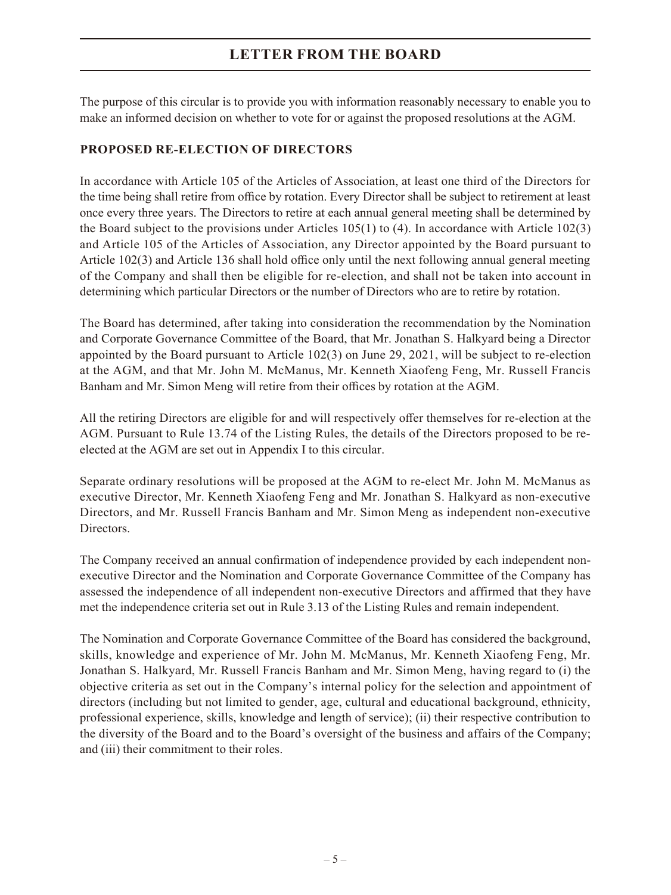# LETTER FROM THE BOARD

The purpose of this circular is to provide you with information reasonably necessary to enable you to make an informed decision on whether to vote for or against the proposed resolutions at the AGM.

## PROPOSED RE-ELECTION OF DIRECTORS

In accordance with Article 105 of the Articles of Association, at least one third of the Directors for the time being shall retire from office by rotation. Every Director shall be subject to retirement at least once every three years. The Directors to retire at each annual general meeting shall be determined by the Board subject to the provisions under Articles 105(1) to (4). In accordance with Article 102(3) and Article 105 of the Articles of Association, any Director appointed by the Board pursuant to Article 102(3) and Article 136 shall hold office only until the next following annual general meeting of the Company and shall then be eligible for re-election, and shall not be taken into account in determining which particular Directors or the number of Directors who are to retire by rotation.

The Board has determined, after taking into consideration the recommendation by the Nomination and Corporate Governance Committee of the Board, that Mr. Jonathan S. Halkyard being a Director appointed by the Board pursuant to Article 102(3) on June 29, 2021, will be subject to re-election at the AGM, and that Mr. John M. McManus, Mr. Kenneth Xiaofeng Feng, Mr. Russell Francis Banham and Mr. Simon Meng will retire from their offices by rotation at the AGM.

All the retiring Directors are eligible for and will respectively offer themselves for re-election at the AGM. Pursuant to Rule 13.74 of the Listing Rules, the details of the Directors proposed to be re-elected at the AGM are set out in Appendix I to this circular.

Separate ordinary resolutions will be proposed at the AGM to re-elect Mr. John M. McManus as executive Director, Mr. Kenneth Xiaofeng Feng and Mr. Jonathan S. Halkyard as non-executive Directors, and Mr. Russell Francis Banham and Mr. Simon Meng as independent non-executive Directors.

The Company received an annual confirmation of independence provided by each independent non-executive Director and the Nomination and Corporate Governance Committee of the Company has assessed the independence of all independent non-executive Directors and affirmed that they have met the independence criteria set out in Rule 3.13 of the Listing Rules and remain independent.

The Nomination and Corporate Governance Committee of the Board has considered the background, skills, knowledge and experience of Mr. John M. McManus, Mr. Kenneth Xiaofeng Feng, Mr. Jonathan S. Halkyard, Mr. Russell Francis Banham and Mr. Simon Meng, having regard to (i) the objective criteria as set out in the Company's internal policy for the selection and appointment of directors (including but not limited to gender, age, cultural and educational background, ethnicity, professional experience, skills, knowledge and length of service); (ii) their respective contribution to the diversity of the Board and to the Board's oversight of the business and affairs of the Company; and (iii) their commitment to their roles.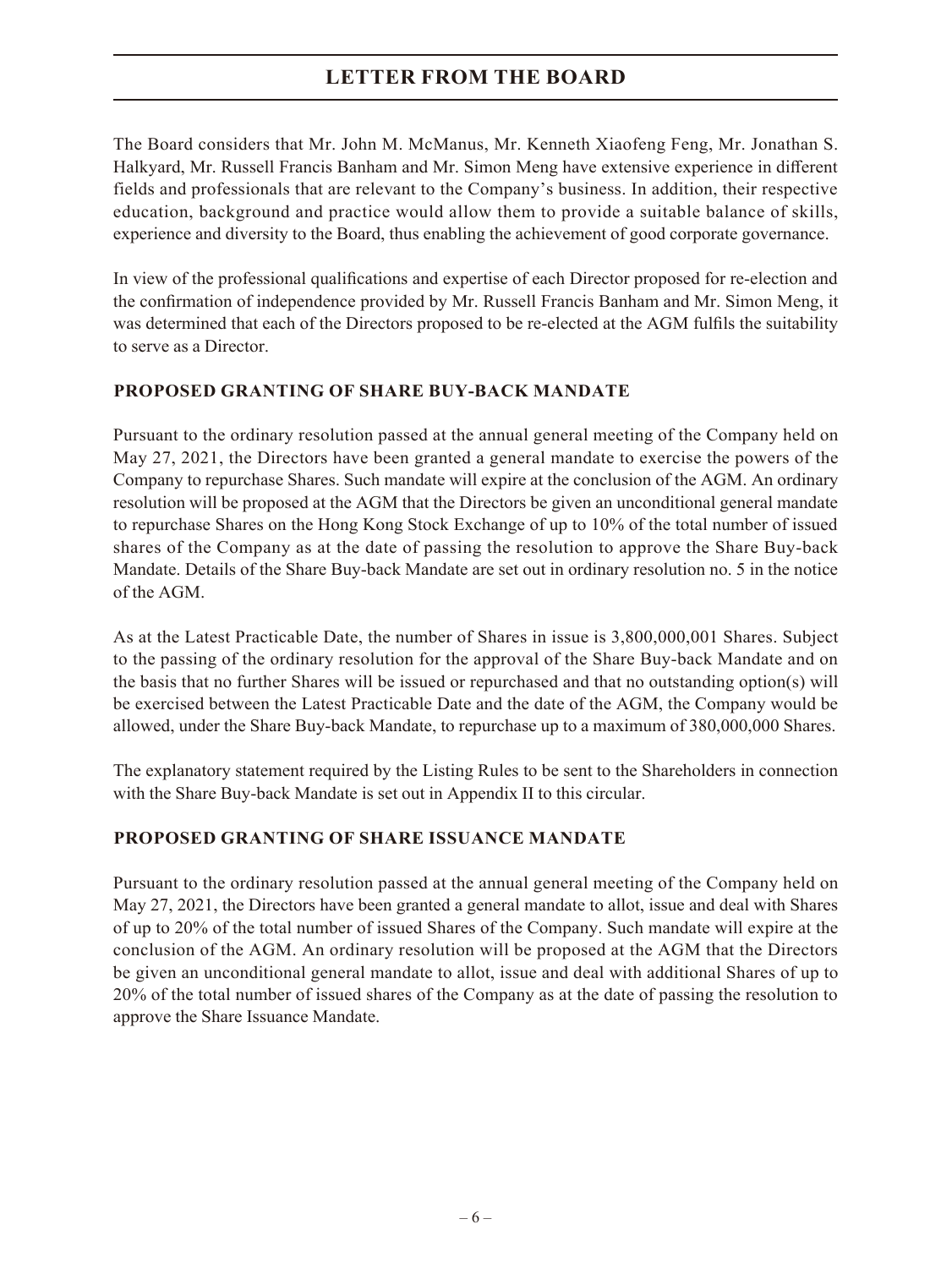The Board considers that Mr. John M. McManus, Mr. Kenneth Xiaofeng Feng, Mr. Jonathan S. Halkyard, Mr. Russell Francis Banham and Mr. Simon Meng have extensive experience in different fields and professionals that are relevant to the Company's business. In addition, their respective education, background and practice would allow them to provide a suitable balance of skills, experience and diversity to the Board, thus enabling the achievement of good corporate governance.

In view of the professional qualifications and expertise of each Director proposed for re-election and the confirmation of independence provided by Mr. Russell Francis Banham and Mr. Simon Meng, it was determined that each of the Directors proposed to be re-elected at the AGM fulfils the suitability to serve as a Director.

## PROPOSED GRANTING OF SHARE BUY-BACK MANDATE

Pursuant to the ordinary resolution passed at the annual general meeting of the Company held on May 27, 2021, the Directors have been granted a general mandate to exercise the powers of the Company to repurchase Shares. Such mandate will expire at the conclusion of the AGM. An ordinary resolution will be proposed at the AGM that the Directors be given an unconditional general mandate to repurchase Shares on the Hong Kong Stock Exchange of up to 10% of the total number of issued shares of the Company as at the date of passing the resolution to approve the Share Buy-back Mandate. Details of the Share Buy-back Mandate are set out in ordinary resolution no. 5 in the notice of the AGM.

As at the Latest Practicable Date, the number of Shares in issue is 3,800,000,001 Shares. Subject to the passing of the ordinary resolution for the approval of the Share Buy-back Mandate and on the basis that no further Shares will be issued or repurchased and that no outstanding option(s) will be exercised between the Latest Practicable Date and the date of the AGM, the Company would be allowed, under the Share Buy-back Mandate, to repurchase up to a maximum of 380,000,000 Shares.

The explanatory statement required by the Listing Rules to be sent to the Shareholders in connection with the Share Buy-back Mandate is set out in Appendix II to this circular.

## PROPOSED GRANTING OF SHARE ISSUANCE MANDATE

Pursuant to the ordinary resolution passed at the annual general meeting of the Company held on May 27, 2021, the Directors have been granted a general mandate to allot, issue and deal with Shares of up to 20% of the total number of issued Shares of the Company. Such mandate will expire at the conclusion of the AGM. An ordinary resolution will be proposed at the AGM that the Directors be given an unconditional general mandate to allot, issue and deal with additional Shares of up to 20% of the total number of issued shares of the Company as at the date of passing the resolution to approve the Share Issuance Mandate.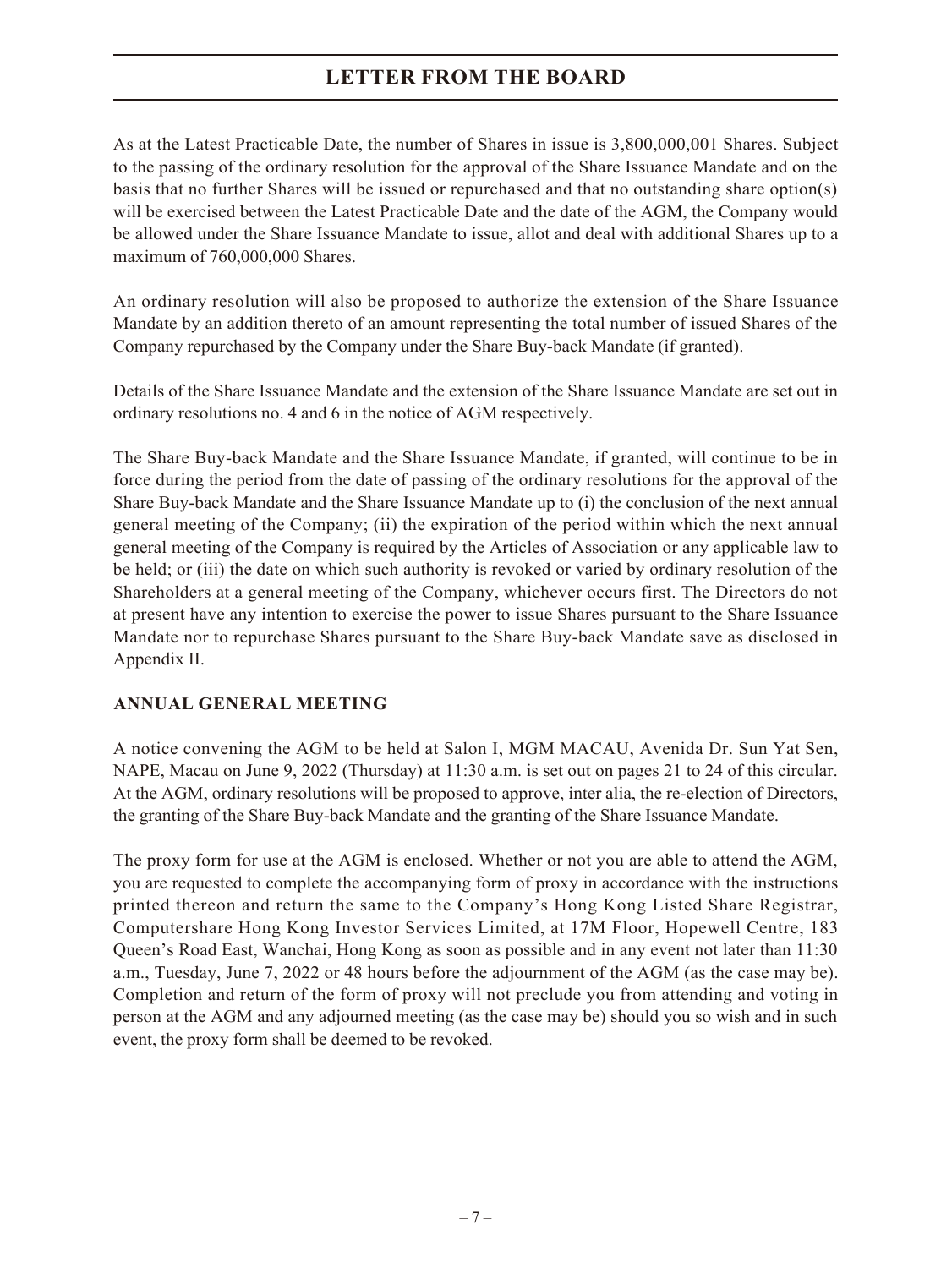As at the Latest Practicable Date, the number of Shares in issue is 3,800,000,001 Shares. Subject to the passing of the ordinary resolution for the approval of the Share Issuance Mandate and on the basis that no further Shares will be issued or repurchased and that no outstanding share option(s) will be exercised between the Latest Practicable Date and the date of the AGM, the Company would be allowed under the Share Issuance Mandate to issue, allot and deal with additional Shares up to a maximum of 760,000,000 Shares.

An ordinary resolution will also be proposed to authorize the extension of the Share Issuance Mandate by an addition thereto of an amount representing the total number of issued Shares of the Company repurchased by the Company under the Share Buy-back Mandate (if granted).

Details of the Share Issuance Mandate and the extension of the Share Issuance Mandate are set out in ordinary resolutions no. 4 and 6 in the notice of AGM respectively.

The Share Buy-back Mandate and the Share Issuance Mandate, if granted, will continue to be in force during the period from the date of passing of the ordinary resolutions for the approval of the Share Buy-back Mandate and the Share Issuance Mandate up to (i) the conclusion of the next annual general meeting of the Company; (ii) the expiration of the period within which the next annual general meeting of the Company is required by the Articles of Association or any applicable law to be held; or (iii) the date on which such authority is revoked or varied by ordinary resolution of the Shareholders at a general meeting of the Company, whichever occurs first. The Directors do not at present have any intention to exercise the power to issue Shares pursuant to the Share Issuance Mandate nor to repurchase Shares pursuant to the Share Buy-back Mandate save as disclosed in Appendix II.

## ANNUAL GENERAL MEETING

A notice convening the AGM to be held at Salon I, MGM MACAU, Avenida Dr. Sun Yat Sen, NAPE, Macau on June 9, 2022 (Thursday) at 11:30 a.m. is set out on pages 21 to 24 of this circular. At the AGM, ordinary resolutions will be proposed to approve, inter alia, the re-election of Directors, the granting of the Share Buy-back Mandate and the granting of the Share Issuance Mandate.

The proxy form for use at the AGM is enclosed. Whether or not you are able to attend the AGM, you are requested to complete the accompanying form of proxy in accordance with the instructions printed thereon and return the same to the Company's Hong Kong Listed Share Registrar, Computershare Hong Kong Investor Services Limited, at 17M Floor, Hopewell Centre, 183 Queen's Road East, Wanchai, Hong Kong as soon as possible and in any event not later than 11:30 a.m., Tuesday, June 7, 2022 or 48 hours before the adjournment of the AGM (as the case may be). Completion and return of the form of proxy will not preclude you from attending and voting in person at the AGM and any adjourned meeting (as the case may be) should you so wish and in such event, the proxy form shall be deemed to be revoked.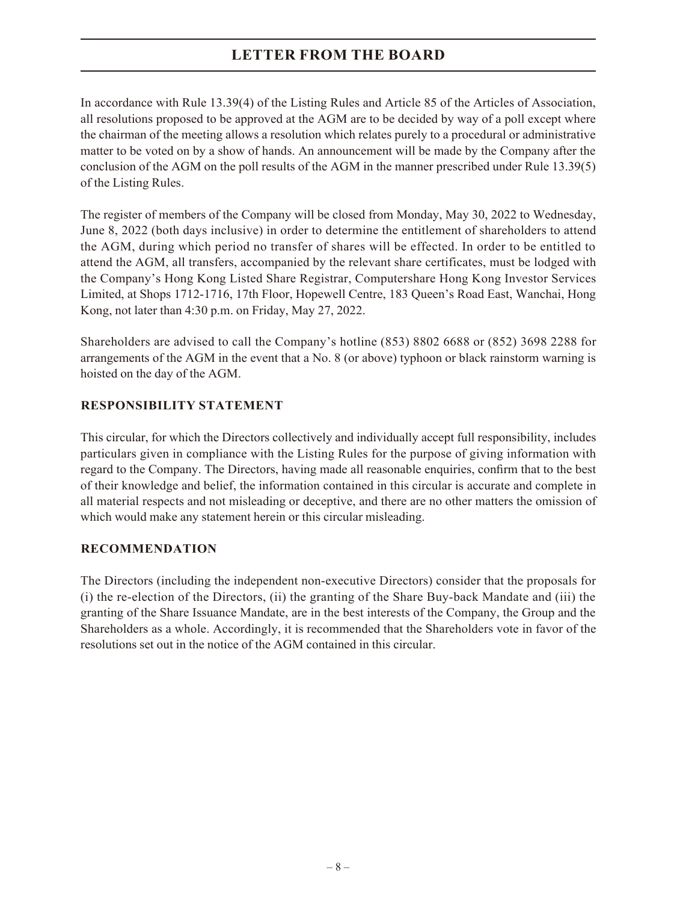# LETTER FROM THE BOARD

In accordance with Rule 13.39(4) of the Listing Rules and Article 85 of the Articles of Association, all resolutions proposed to be approved at the AGM are to be decided by way of a poll except where the chairman of the meeting allows a resolution which relates purely to a procedural or administrative matter to be voted on by a show of hands. An announcement will be made by the Company after the conclusion of the AGM on the poll results of the AGM in the manner prescribed under Rule 13.39(5) of the Listing Rules.

The register of members of the Company will be closed from Monday, May 30, 2022 to Wednesday, June 8, 2022 (both days inclusive) in order to determine the entitlement of shareholders to attend the AGM, during which period no transfer of shares will be effected. In order to be entitled to attend the AGM, all transfers, accompanied by the relevant share certificates, must be lodged with the Company's Hong Kong Listed Share Registrar, Computershare Hong Kong Investor Services Limited, at Shops 1712-1716, 17th Floor, Hopewell Centre, 183 Queen's Road East, Wanchai, Hong Kong, not later than 4:30 p.m. on Friday, May 27, 2022.

Shareholders are advised to call the Company's hotline (853) 8802 6688 or (852) 3698 2288 for arrangements of the AGM in the event that a No. 8 (or above) typhoon or black rainstorm warning is hoisted on the day of the AGM.

## RESPONSIBILITY STATEMENT

This circular, for which the Directors collectively and individually accept full responsibility, includes particulars given in compliance with the Listing Rules for the purpose of giving information with regard to the Company. The Directors, having made all reasonable enquiries, confirm that to the best of their knowledge and belief, the information contained in this circular is accurate and complete in all material respects and not misleading or deceptive, and there are no other matters the omission of which would make any statement herein or this circular misleading.

## RECOMMENDATION

The Directors (including the independent non-executive Directors) consider that the proposals for (i) the re-election of the Directors, (ii) the granting of the Share Buy-back Mandate and (iii) the granting of the Share Issuance Mandate, are in the best interests of the Company, the Group and the Shareholders as a whole. Accordingly, it is recommended that the Shareholders vote in favor of the resolutions set out in the notice of the AGM contained in this circular.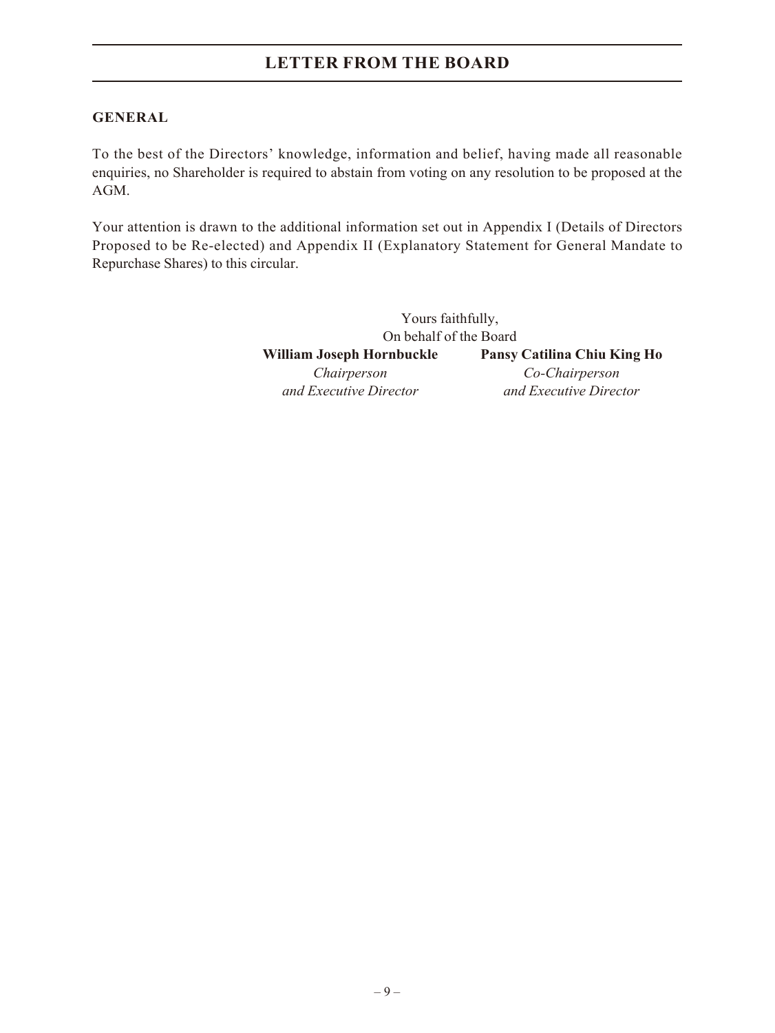## GENERAL

To the best of the Directors' knowledge, information and belief, having made all reasonable enquiries, no Shareholder is required to abstain from voting on any resolution to be proposed at the AGM.

Your attention is drawn to the additional information set out in Appendix I (Details of Directors Proposed to be Re-elected) and Appendix II (Explanatory Statement for General Mandate to Repurchase Shares) to this circular.

Yours faithfully,
On behalf of the Board

| **William Joseph Hornbuckle** | **Pansy Catilina Chiu King Ho** |
|---|---|
| *Chairperson and Executive Director* | *Co-Chairperson and Executive Director* |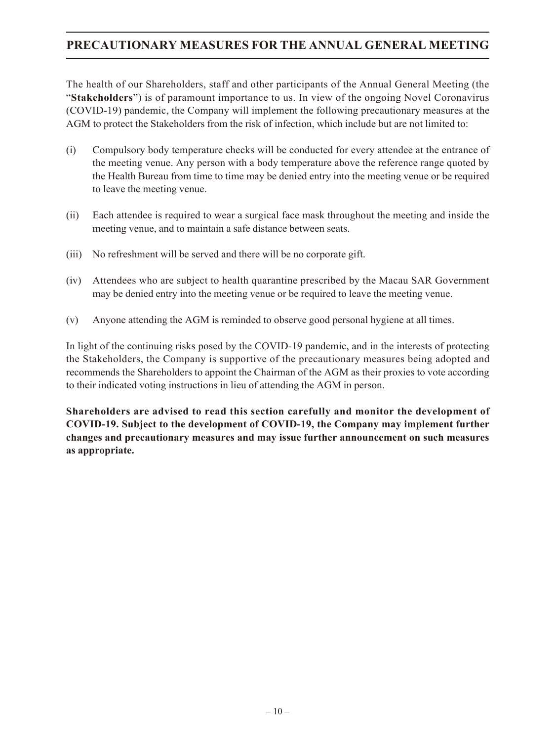# PRECAUTIONARY MEASURES FOR THE ANNUAL GENERAL MEETING

The health of our Shareholders, staff and other participants of the Annual General Meeting (the "**Stakeholders**") is of paramount importance to us. In view of the ongoing Novel Coronavirus (COVID-19) pandemic, the Company will implement the following precautionary measures at the AGM to protect the Stakeholders from the risk of infection, which include but are not limited to:

(i) Compulsory body temperature checks will be conducted for every attendee at the entrance of the meeting venue. Any person with a body temperature above the reference range quoted by the Health Bureau from time to time may be denied entry into the meeting venue or be required to leave the meeting venue.

(ii) Each attendee is required to wear a surgical face mask throughout the meeting and inside the meeting venue, and to maintain a safe distance between seats.

(iii) No refreshment will be served and there will be no corporate gift.

(iv) Attendees who are subject to health quarantine prescribed by the Macau SAR Government may be denied entry into the meeting venue or be required to leave the meeting venue.

(v) Anyone attending the AGM is reminded to observe good personal hygiene at all times.

In light of the continuing risks posed by the COVID-19 pandemic, and in the interests of protecting the Stakeholders, the Company is supportive of the precautionary measures being adopted and recommends the Shareholders to appoint the Chairman of the AGM as their proxies to vote according to their indicated voting instructions in lieu of attending the AGM in person.

**Shareholders are advised to read this section carefully and monitor the development of COVID-19. Subject to the development of COVID-19, the Company may implement further changes and precautionary measures and may issue further announcement on such measures as appropriate.**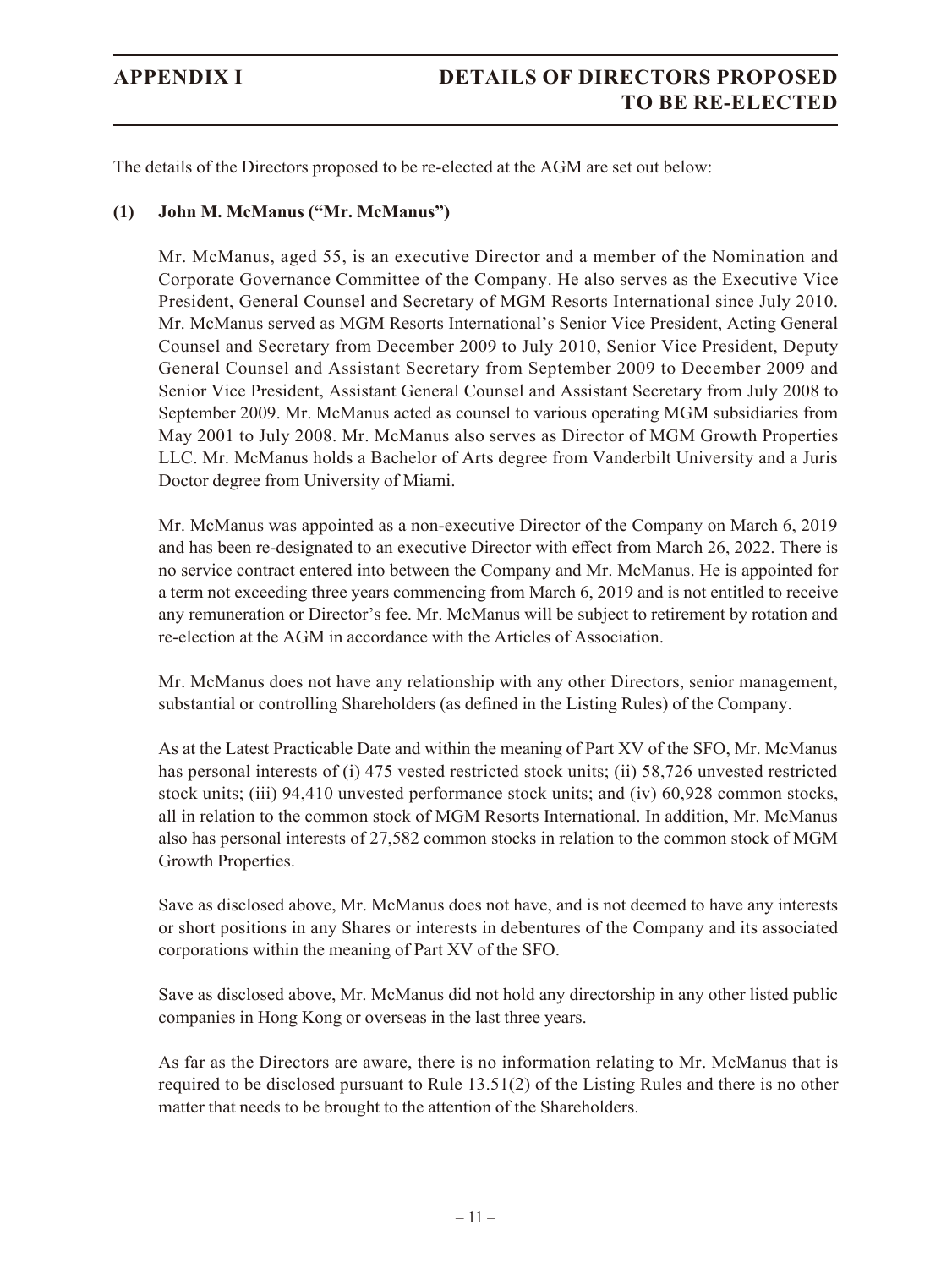# APPENDIX I — DETAILS OF DIRECTORS PROPOSED TO BE RE-ELECTED

The details of the Directors proposed to be re-elected at the AGM are set out below:

**(1) John M. McManus ("Mr. McManus")**

Mr. McManus, aged 55, is an executive Director and a member of the Nomination and Corporate Governance Committee of the Company. He also serves as the Executive Vice President, General Counsel and Secretary of MGM Resorts International since July 2010. Mr. McManus served as MGM Resorts International's Senior Vice President, Acting General Counsel and Secretary from December 2009 to July 2010, Senior Vice President, Deputy General Counsel and Assistant Secretary from September 2009 to December 2009 and Senior Vice President, Assistant General Counsel and Assistant Secretary from July 2008 to September 2009. Mr. McManus acted as counsel to various operating MGM subsidiaries from May 2001 to July 2008. Mr. McManus also serves as Director of MGM Growth Properties LLC. Mr. McManus holds a Bachelor of Arts degree from Vanderbilt University and a Juris Doctor degree from University of Miami.

Mr. McManus was appointed as a non-executive Director of the Company on March 6, 2019 and has been re-designated to an executive Director with effect from March 26, 2022. There is no service contract entered into between the Company and Mr. McManus. He is appointed for a term not exceeding three years commencing from March 6, 2019 and is not entitled to receive any remuneration or Director's fee. Mr. McManus will be subject to retirement by rotation and re-election at the AGM in accordance with the Articles of Association.

Mr. McManus does not have any relationship with any other Directors, senior management, substantial or controlling Shareholders (as defined in the Listing Rules) of the Company.

As at the Latest Practicable Date and within the meaning of Part XV of the SFO, Mr. McManus has personal interests of (i) 475 vested restricted stock units; (ii) 58,726 unvested restricted stock units; (iii) 94,410 unvested performance stock units; and (iv) 60,928 common stocks, all in relation to the common stock of MGM Resorts International. In addition, Mr. McManus also has personal interests of 27,582 common stocks in relation to the common stock of MGM Growth Properties.

Save as disclosed above, Mr. McManus does not have, and is not deemed to have any interests or short positions in any Shares or interests in debentures of the Company and its associated corporations within the meaning of Part XV of the SFO.

Save as disclosed above, Mr. McManus did not hold any directorship in any other listed public companies in Hong Kong or overseas in the last three years.

As far as the Directors are aware, there is no information relating to Mr. McManus that is required to be disclosed pursuant to Rule 13.51(2) of the Listing Rules and there is no other matter that needs to be brought to the attention of the Shareholders.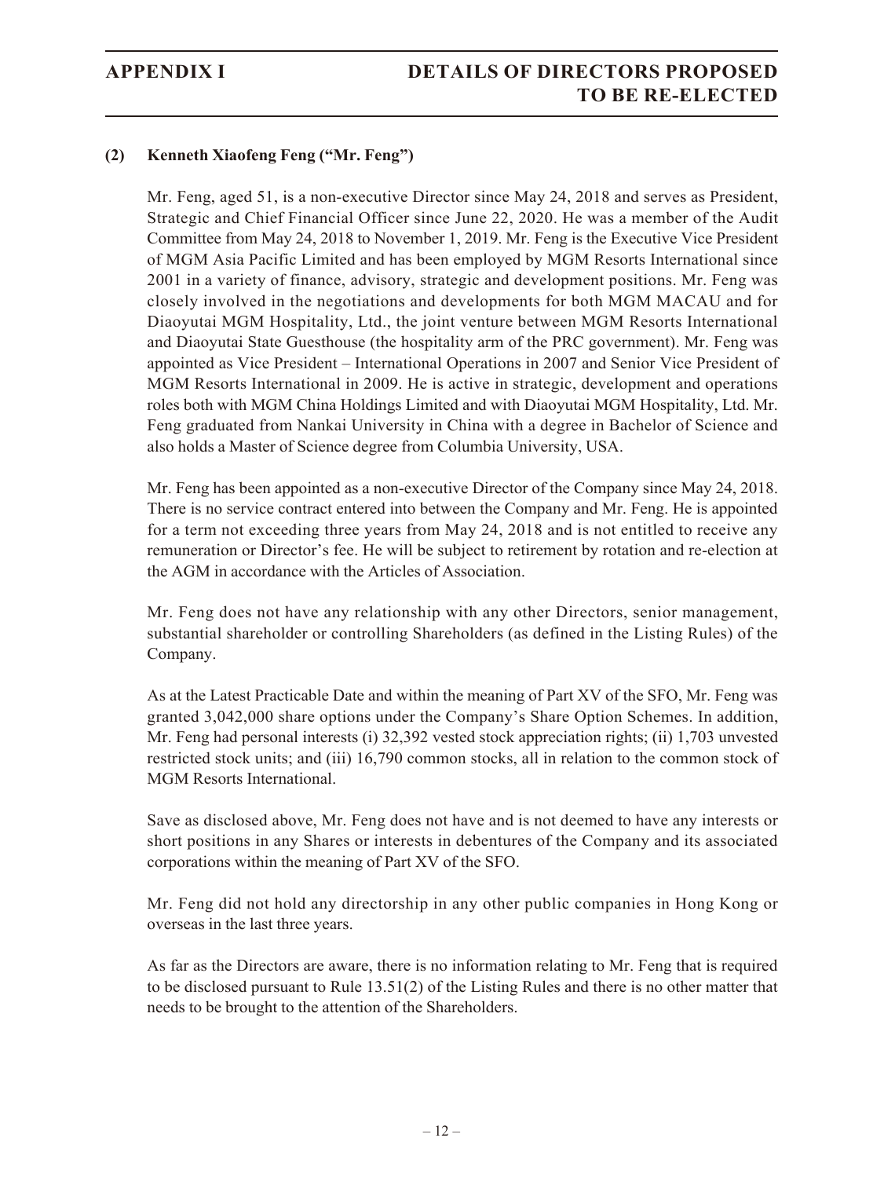## (2) Kenneth Xiaofeng Feng ("Mr. Feng")

Mr. Feng, aged 51, is a non-executive Director since May 24, 2018 and serves as President, Strategic and Chief Financial Officer since June 22, 2020. He was a member of the Audit Committee from May 24, 2018 to November 1, 2019. Mr. Feng is the Executive Vice President of MGM Asia Pacific Limited and has been employed by MGM Resorts International since 2001 in a variety of finance, advisory, strategic and development positions. Mr. Feng was closely involved in the negotiations and developments for both MGM MACAU and for Diaoyutai MGM Hospitality, Ltd., the joint venture between MGM Resorts International and Diaoyutai State Guesthouse (the hospitality arm of the PRC government). Mr. Feng was appointed as Vice President – International Operations in 2007 and Senior Vice President of MGM Resorts International in 2009. He is active in strategic, development and operations roles both with MGM China Holdings Limited and with Diaoyutai MGM Hospitality, Ltd. Mr. Feng graduated from Nankai University in China with a degree in Bachelor of Science and also holds a Master of Science degree from Columbia University, USA.

Mr. Feng has been appointed as a non-executive Director of the Company since May 24, 2018. There is no service contract entered into between the Company and Mr. Feng. He is appointed for a term not exceeding three years from May 24, 2018 and is not entitled to receive any remuneration or Director's fee. He will be subject to retirement by rotation and re-election at the AGM in accordance with the Articles of Association.

Mr. Feng does not have any relationship with any other Directors, senior management, substantial shareholder or controlling Shareholders (as defined in the Listing Rules) of the Company.

As at the Latest Practicable Date and within the meaning of Part XV of the SFO, Mr. Feng was granted 3,042,000 share options under the Company's Share Option Schemes. In addition, Mr. Feng had personal interests (i) 32,392 vested stock appreciation rights; (ii) 1,703 unvested restricted stock units; and (iii) 16,790 common stocks, all in relation to the common stock of MGM Resorts International.

Save as disclosed above, Mr. Feng does not have and is not deemed to have any interests or short positions in any Shares or interests in debentures of the Company and its associated corporations within the meaning of Part XV of the SFO.

Mr. Feng did not hold any directorship in any other public companies in Hong Kong or overseas in the last three years.

As far as the Directors are aware, there is no information relating to Mr. Feng that is required to be disclosed pursuant to Rule 13.51(2) of the Listing Rules and there is no other matter that needs to be brought to the attention of the Shareholders.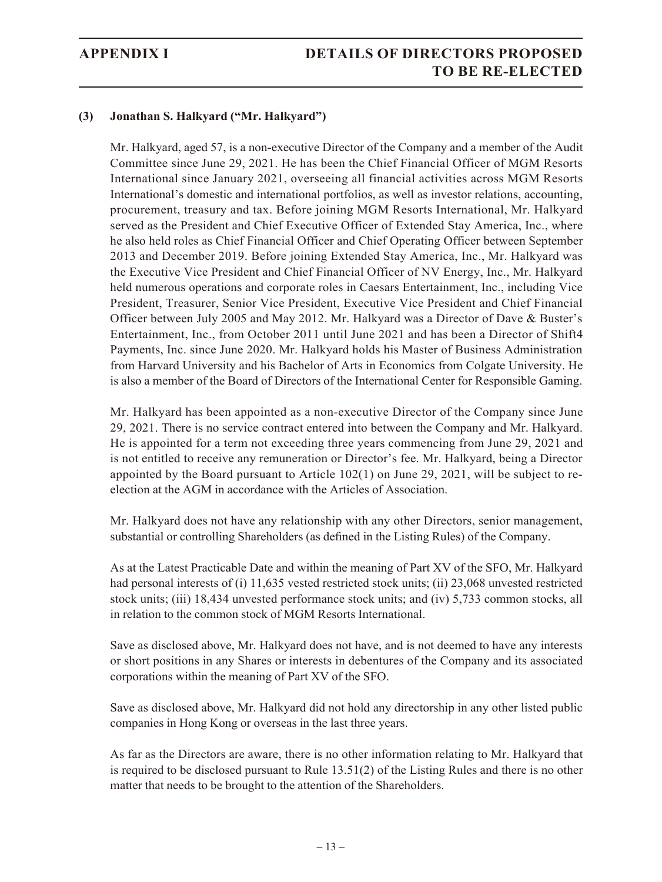## (3) Jonathan S. Halkyard ("Mr. Halkyard")

Mr. Halkyard, aged 57, is a non-executive Director of the Company and a member of the Audit Committee since June 29, 2021. He has been the Chief Financial Officer of MGM Resorts International since January 2021, overseeing all financial activities across MGM Resorts International's domestic and international portfolios, as well as investor relations, accounting, procurement, treasury and tax. Before joining MGM Resorts International, Mr. Halkyard served as the President and Chief Executive Officer of Extended Stay America, Inc., where he also held roles as Chief Financial Officer and Chief Operating Officer between September 2013 and December 2019. Before joining Extended Stay America, Inc., Mr. Halkyard was the Executive Vice President and Chief Financial Officer of NV Energy, Inc., Mr. Halkyard held numerous operations and corporate roles in Caesars Entertainment, Inc., including Vice President, Treasurer, Senior Vice President, Executive Vice President and Chief Financial Officer between July 2005 and May 2012. Mr. Halkyard was a Director of Dave & Buster's Entertainment, Inc., from October 2011 until June 2021 and has been a Director of Shift4 Payments, Inc. since June 2020. Mr. Halkyard holds his Master of Business Administration from Harvard University and his Bachelor of Arts in Economics from Colgate University. He is also a member of the Board of Directors of the International Center for Responsible Gaming.

Mr. Halkyard has been appointed as a non-executive Director of the Company since June 29, 2021. There is no service contract entered into between the Company and Mr. Halkyard. He is appointed for a term not exceeding three years commencing from June 29, 2021 and is not entitled to receive any remuneration or Director's fee. Mr. Halkyard, being a Director appointed by the Board pursuant to Article 102(1) on June 29, 2021, will be subject to re-election at the AGM in accordance with the Articles of Association.

Mr. Halkyard does not have any relationship with any other Directors, senior management, substantial or controlling Shareholders (as defined in the Listing Rules) of the Company.

As at the Latest Practicable Date and within the meaning of Part XV of the SFO, Mr. Halkyard had personal interests of (i) 11,635 vested restricted stock units; (ii) 23,068 unvested restricted stock units; (iii) 18,434 unvested performance stock units; and (iv) 5,733 common stocks, all in relation to the common stock of MGM Resorts International.

Save as disclosed above, Mr. Halkyard does not have, and is not deemed to have any interests or short positions in any Shares or interests in debentures of the Company and its associated corporations within the meaning of Part XV of the SFO.

Save as disclosed above, Mr. Halkyard did not hold any directorship in any other listed public companies in Hong Kong or overseas in the last three years.

As far as the Directors are aware, there is no other information relating to Mr. Halkyard that is required to be disclosed pursuant to Rule 13.51(2) of the Listing Rules and there is no other matter that needs to be brought to the attention of the Shareholders.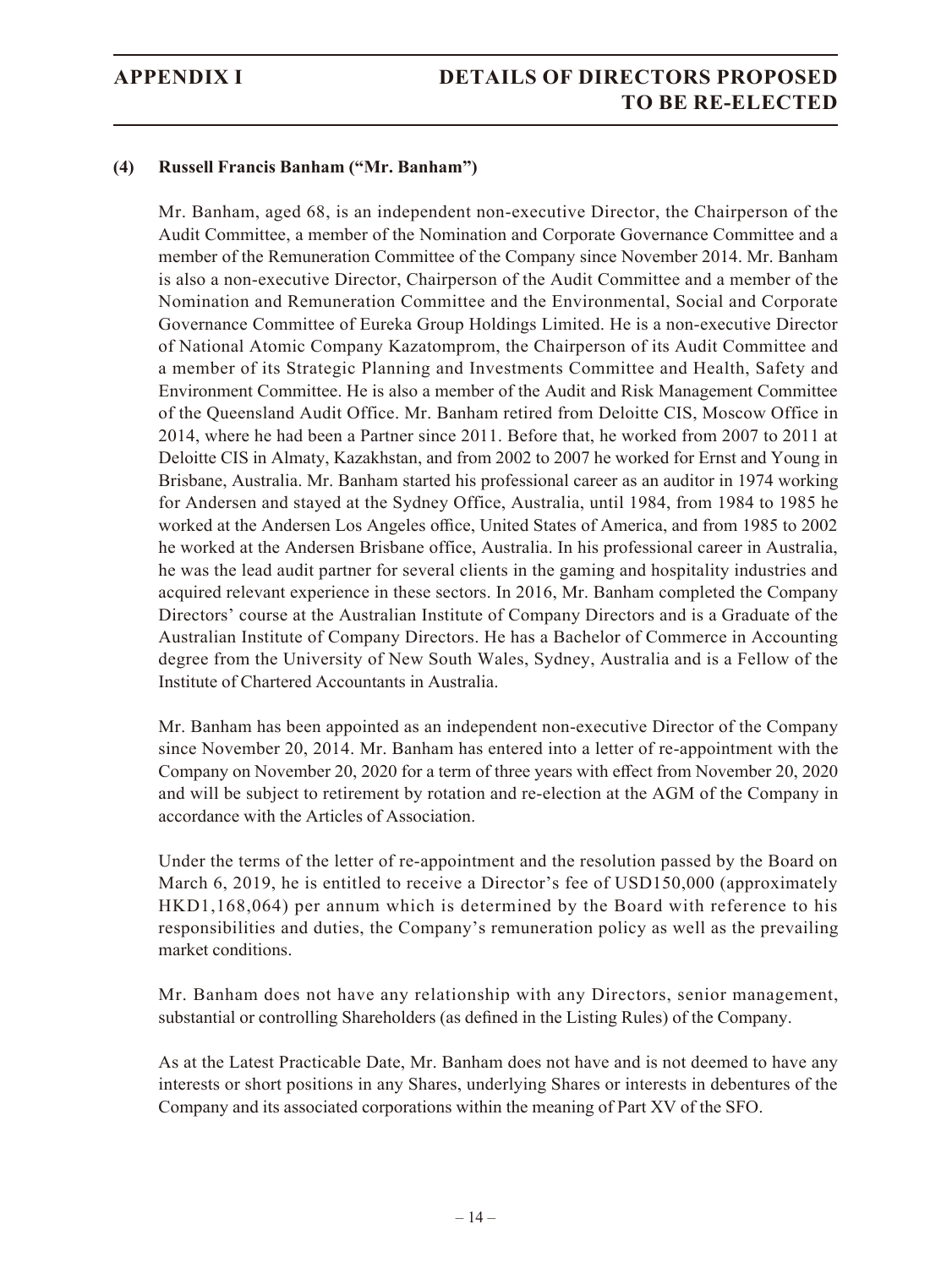#### (4) Russell Francis Banham ("Mr. Banham")

Mr. Banham, aged 68, is an independent non-executive Director, the Chairperson of the Audit Committee, a member of the Nomination and Corporate Governance Committee and a member of the Remuneration Committee of the Company since November 2014. Mr. Banham is also a non-executive Director, Chairperson of the Audit Committee and a member of the Nomination and Remuneration Committee and the Environmental, Social and Corporate Governance Committee of Eureka Group Holdings Limited. He is a non-executive Director of National Atomic Company Kazatomprom, the Chairperson of its Audit Committee and a member of its Strategic Planning and Investments Committee and Health, Safety and Environment Committee. He is also a member of the Audit and Risk Management Committee of the Queensland Audit Office. Mr. Banham retired from Deloitte CIS, Moscow Office in 2014, where he had been a Partner since 2011. Before that, he worked from 2007 to 2011 at Deloitte CIS in Almaty, Kazakhstan, and from 2002 to 2007 he worked for Ernst and Young in Brisbane, Australia. Mr. Banham started his professional career as an auditor in 1974 working for Andersen and stayed at the Sydney Office, Australia, until 1984, from 1984 to 1985 he worked at the Andersen Los Angeles office, United States of America, and from 1985 to 2002 he worked at the Andersen Brisbane office, Australia. In his professional career in Australia, he was the lead audit partner for several clients in the gaming and hospitality industries and acquired relevant experience in these sectors. In 2016, Mr. Banham completed the Company Directors' course at the Australian Institute of Company Directors and is a Graduate of the Australian Institute of Company Directors. He has a Bachelor of Commerce in Accounting degree from the University of New South Wales, Sydney, Australia and is a Fellow of the Institute of Chartered Accountants in Australia.

Mr. Banham has been appointed as an independent non-executive Director of the Company since November 20, 2014. Mr. Banham has entered into a letter of re-appointment with the Company on November 20, 2020 for a term of three years with effect from November 20, 2020 and will be subject to retirement by rotation and re-election at the AGM of the Company in accordance with the Articles of Association.

Under the terms of the letter of re-appointment and the resolution passed by the Board on March 6, 2019, he is entitled to receive a Director's fee of USD150,000 (approximately HKD1,168,064) per annum which is determined by the Board with reference to his responsibilities and duties, the Company's remuneration policy as well as the prevailing market conditions.

Mr. Banham does not have any relationship with any Directors, senior management, substantial or controlling Shareholders (as defined in the Listing Rules) of the Company.

As at the Latest Practicable Date, Mr. Banham does not have and is not deemed to have any interests or short positions in any Shares, underlying Shares or interests in debentures of the Company and its associated corporations within the meaning of Part XV of the SFO.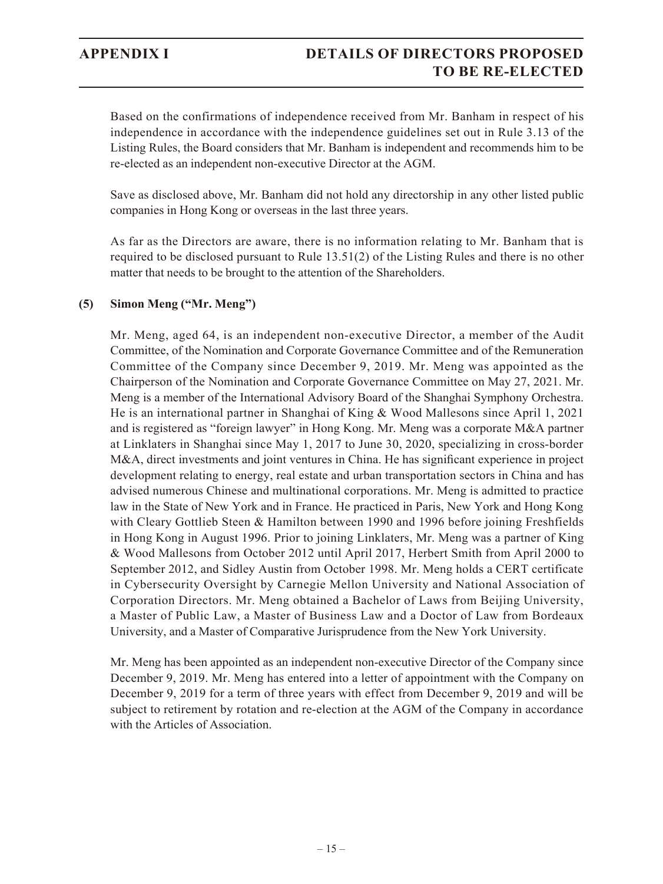Based on the confirmations of independence received from Mr. Banham in respect of his independence in accordance with the independence guidelines set out in Rule 3.13 of the Listing Rules, the Board considers that Mr. Banham is independent and recommends him to be re-elected as an independent non-executive Director at the AGM.

Save as disclosed above, Mr. Banham did not hold any directorship in any other listed public companies in Hong Kong or overseas in the last three years.

As far as the Directors are aware, there is no information relating to Mr. Banham that is required to be disclosed pursuant to Rule 13.51(2) of the Listing Rules and there is no other matter that needs to be brought to the attention of the Shareholders.

**(5) Simon Meng ("Mr. Meng")**

Mr. Meng, aged 64, is an independent non-executive Director, a member of the Audit Committee, of the Nomination and Corporate Governance Committee and of the Remuneration Committee of the Company since December 9, 2019. Mr. Meng was appointed as the Chairperson of the Nomination and Corporate Governance Committee on May 27, 2021. Mr. Meng is a member of the International Advisory Board of the Shanghai Symphony Orchestra. He is an international partner in Shanghai of King & Wood Mallesons since April 1, 2021 and is registered as "foreign lawyer" in Hong Kong. Mr. Meng was a corporate M&A partner at Linklaters in Shanghai since May 1, 2017 to June 30, 2020, specializing in cross-border M&A, direct investments and joint ventures in China. He has significant experience in project development relating to energy, real estate and urban transportation sectors in China and has advised numerous Chinese and multinational corporations. Mr. Meng is admitted to practice law in the State of New York and in France. He practiced in Paris, New York and Hong Kong with Cleary Gottlieb Steen & Hamilton between 1990 and 1996 before joining Freshfields in Hong Kong in August 1996. Prior to joining Linklaters, Mr. Meng was a partner of King & Wood Mallesons from October 2012 until April 2017, Herbert Smith from April 2000 to September 2012, and Sidley Austin from October 1998. Mr. Meng holds a CERT certificate in Cybersecurity Oversight by Carnegie Mellon University and National Association of Corporation Directors. Mr. Meng obtained a Bachelor of Laws from Beijing University, a Master of Public Law, a Master of Business Law and a Doctor of Law from Bordeaux University, and a Master of Comparative Jurisprudence from the New York University.

Mr. Meng has been appointed as an independent non-executive Director of the Company since December 9, 2019. Mr. Meng has entered into a letter of appointment with the Company on December 9, 2019 for a term of three years with effect from December 9, 2019 and will be subject to retirement by rotation and re-election at the AGM of the Company in accordance with the Articles of Association.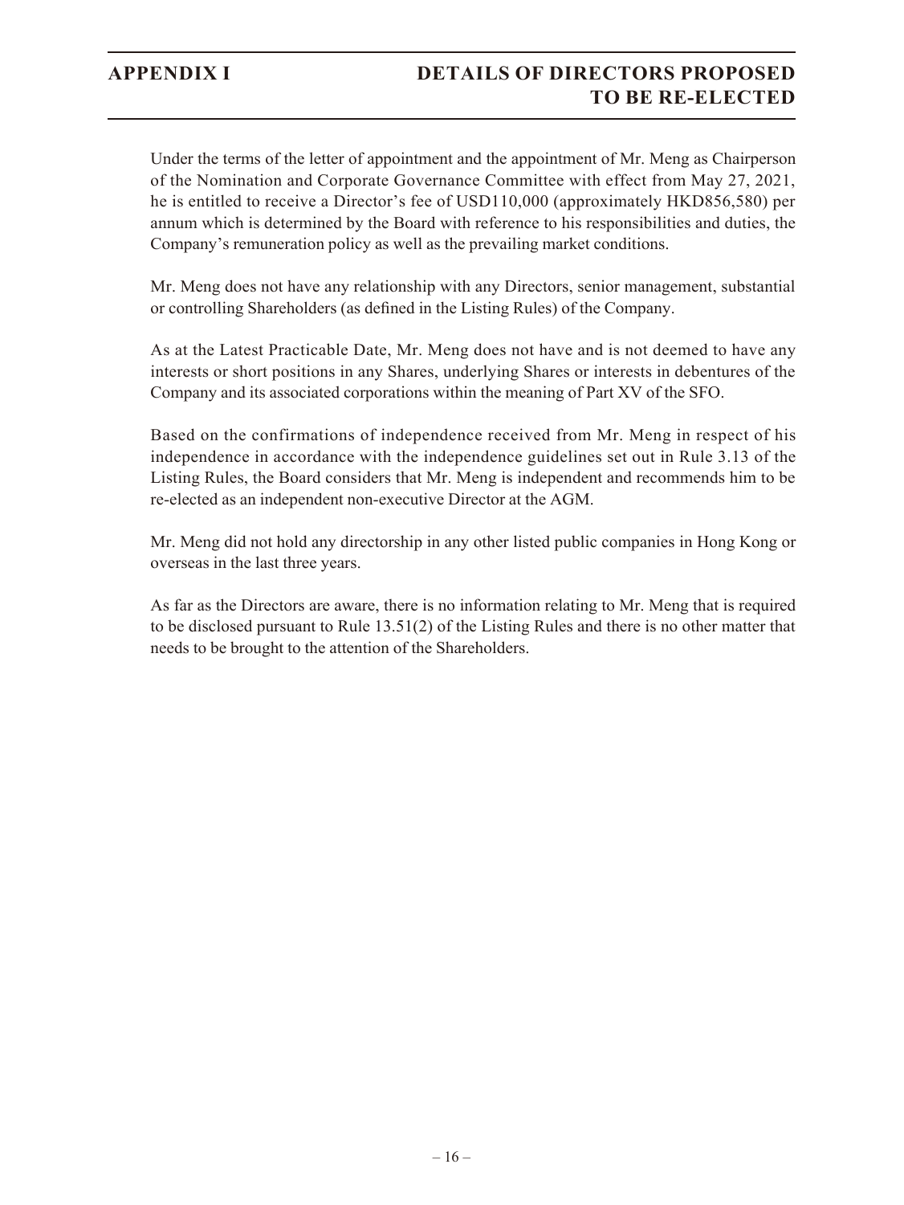Under the terms of the letter of appointment and the appointment of Mr. Meng as Chairperson of the Nomination and Corporate Governance Committee with effect from May 27, 2021, he is entitled to receive a Director's fee of USD110,000 (approximately HKD856,580) per annum which is determined by the Board with reference to his responsibilities and duties, the Company's remuneration policy as well as the prevailing market conditions.

Mr. Meng does not have any relationship with any Directors, senior management, substantial or controlling Shareholders (as defined in the Listing Rules) of the Company.

As at the Latest Practicable Date, Mr. Meng does not have and is not deemed to have any interests or short positions in any Shares, underlying Shares or interests in debentures of the Company and its associated corporations within the meaning of Part XV of the SFO.

Based on the confirmations of independence received from Mr. Meng in respect of his independence in accordance with the independence guidelines set out in Rule 3.13 of the Listing Rules, the Board considers that Mr. Meng is independent and recommends him to be re-elected as an independent non-executive Director at the AGM.

Mr. Meng did not hold any directorship in any other listed public companies in Hong Kong or overseas in the last three years.

As far as the Directors are aware, there is no information relating to Mr. Meng that is required to be disclosed pursuant to Rule 13.51(2) of the Listing Rules and there is no other matter that needs to be brought to the attention of the Shareholders.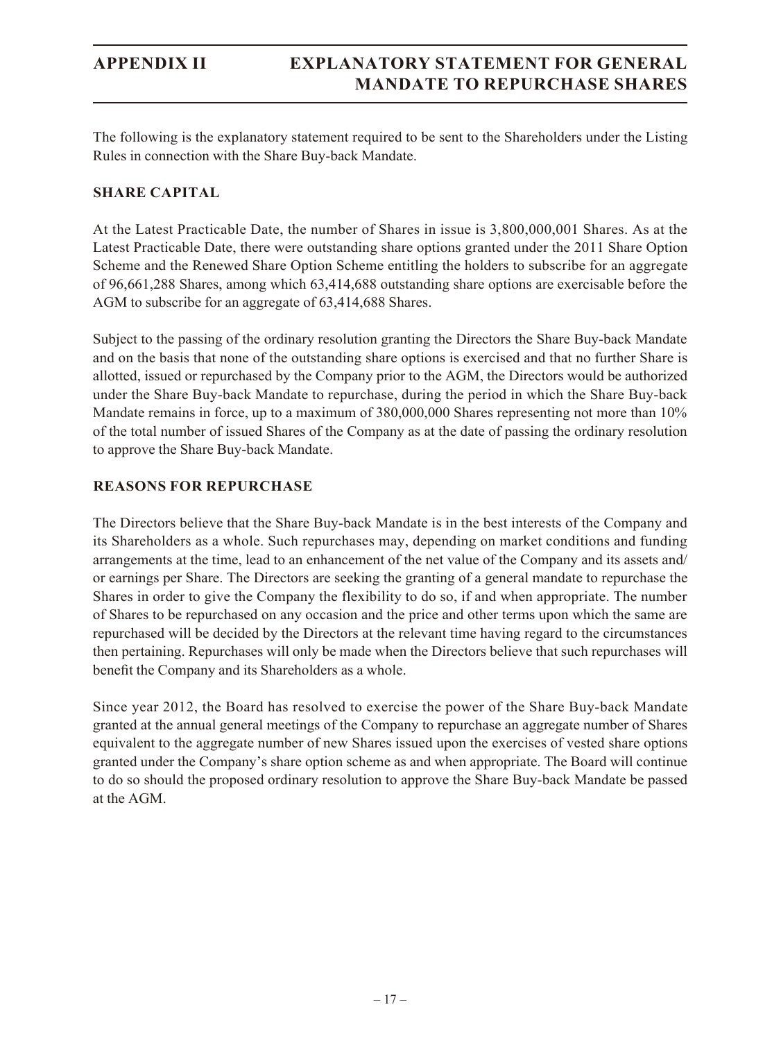# APPENDIX II EXPLANATORY STATEMENT FOR GENERAL MANDATE TO REPURCHASE SHARES

The following is the explanatory statement required to be sent to the Shareholders under the Listing Rules in connection with the Share Buy-back Mandate.

## SHARE CAPITAL

At the Latest Practicable Date, the number of Shares in issue is 3,800,000,001 Shares. As at the Latest Practicable Date, there were outstanding share options granted under the 2011 Share Option Scheme and the Renewed Share Option Scheme entitling the holders to subscribe for an aggregate of 96,661,288 Shares, among which 63,414,688 outstanding share options are exercisable before the AGM to subscribe for an aggregate of 63,414,688 Shares.

Subject to the passing of the ordinary resolution granting the Directors the Share Buy-back Mandate and on the basis that none of the outstanding share options is exercised and that no further Share is allotted, issued or repurchased by the Company prior to the AGM, the Directors would be authorized under the Share Buy-back Mandate to repurchase, during the period in which the Share Buy-back Mandate remains in force, up to a maximum of 380,000,000 Shares representing not more than 10% of the total number of issued Shares of the Company as at the date of passing the ordinary resolution to approve the Share Buy-back Mandate.

## REASONS FOR REPURCHASE

The Directors believe that the Share Buy-back Mandate is in the best interests of the Company and its Shareholders as a whole. Such repurchases may, depending on market conditions and funding arrangements at the time, lead to an enhancement of the net value of the Company and its assets and/or earnings per Share. The Directors are seeking the granting of a general mandate to repurchase the Shares in order to give the Company the flexibility to do so, if and when appropriate. The number of Shares to be repurchased on any occasion and the price and other terms upon which the same are repurchased will be decided by the Directors at the relevant time having regard to the circumstances then pertaining. Repurchases will only be made when the Directors believe that such repurchases will benefit the Company and its Shareholders as a whole.

Since year 2012, the Board has resolved to exercise the power of the Share Buy-back Mandate granted at the annual general meetings of the Company to repurchase an aggregate number of Shares equivalent to the aggregate number of new Shares issued upon the exercises of vested share options granted under the Company's share option scheme as and when appropriate. The Board will continue to do so should the proposed ordinary resolution to approve the Share Buy-back Mandate be passed at the AGM.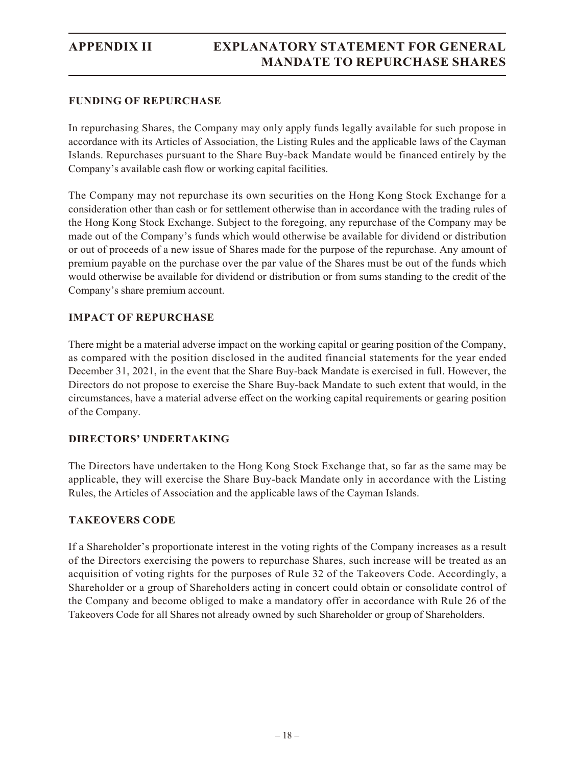## FUNDING OF REPURCHASE

In repurchasing Shares, the Company may only apply funds legally available for such propose in accordance with its Articles of Association, the Listing Rules and the applicable laws of the Cayman Islands. Repurchases pursuant to the Share Buy-back Mandate would be financed entirely by the Company's available cash flow or working capital facilities.

The Company may not repurchase its own securities on the Hong Kong Stock Exchange for a consideration other than cash or for settlement otherwise than in accordance with the trading rules of the Hong Kong Stock Exchange. Subject to the foregoing, any repurchase of the Company may be made out of the Company's funds which would otherwise be available for dividend or distribution or out of proceeds of a new issue of Shares made for the purpose of the repurchase. Any amount of premium payable on the purchase over the par value of the Shares must be out of the funds which would otherwise be available for dividend or distribution or from sums standing to the credit of the Company's share premium account.

## IMPACT OF REPURCHASE

There might be a material adverse impact on the working capital or gearing position of the Company, as compared with the position disclosed in the audited financial statements for the year ended December 31, 2021, in the event that the Share Buy-back Mandate is exercised in full. However, the Directors do not propose to exercise the Share Buy-back Mandate to such extent that would, in the circumstances, have a material adverse effect on the working capital requirements or gearing position of the Company.

## DIRECTORS' UNDERTAKING

The Directors have undertaken to the Hong Kong Stock Exchange that, so far as the same may be applicable, they will exercise the Share Buy-back Mandate only in accordance with the Listing Rules, the Articles of Association and the applicable laws of the Cayman Islands.

## TAKEOVERS CODE

If a Shareholder's proportionate interest in the voting rights of the Company increases as a result of the Directors exercising the powers to repurchase Shares, such increase will be treated as an acquisition of voting rights for the purposes of Rule 32 of the Takeovers Code. Accordingly, a Shareholder or a group of Shareholders acting in concert could obtain or consolidate control of the Company and become obliged to make a mandatory offer in accordance with Rule 26 of the Takeovers Code for all Shares not already owned by such Shareholder or group of Shareholders.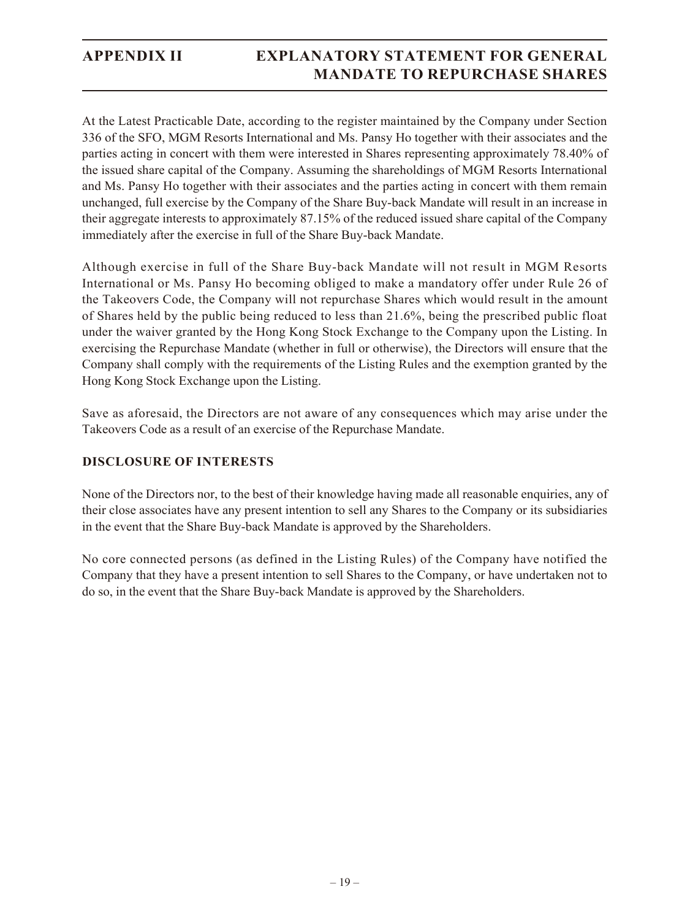At the Latest Practicable Date, according to the register maintained by the Company under Section 336 of the SFO, MGM Resorts International and Ms. Pansy Ho together with their associates and the parties acting in concert with them were interested in Shares representing approximately 78.40% of the issued share capital of the Company. Assuming the shareholdings of MGM Resorts International and Ms. Pansy Ho together with their associates and the parties acting in concert with them remain unchanged, full exercise by the Company of the Share Buy-back Mandate will result in an increase in their aggregate interests to approximately 87.15% of the reduced issued share capital of the Company immediately after the exercise in full of the Share Buy-back Mandate.

Although exercise in full of the Share Buy-back Mandate will not result in MGM Resorts International or Ms. Pansy Ho becoming obliged to make a mandatory offer under Rule 26 of the Takeovers Code, the Company will not repurchase Shares which would result in the amount of Shares held by the public being reduced to less than 21.6%, being the prescribed public float under the waiver granted by the Hong Kong Stock Exchange to the Company upon the Listing. In exercising the Repurchase Mandate (whether in full or otherwise), the Directors will ensure that the Company shall comply with the requirements of the Listing Rules and the exemption granted by the Hong Kong Stock Exchange upon the Listing.

Save as aforesaid, the Directors are not aware of any consequences which may arise under the Takeovers Code as a result of an exercise of the Repurchase Mandate.

## DISCLOSURE OF INTERESTS

None of the Directors nor, to the best of their knowledge having made all reasonable enquiries, any of their close associates have any present intention to sell any Shares to the Company or its subsidiaries in the event that the Share Buy-back Mandate is approved by the Shareholders.

No core connected persons (as defined in the Listing Rules) of the Company have notified the Company that they have a present intention to sell Shares to the Company, or have undertaken not to do so, in the event that the Share Buy-back Mandate is approved by the Shareholders.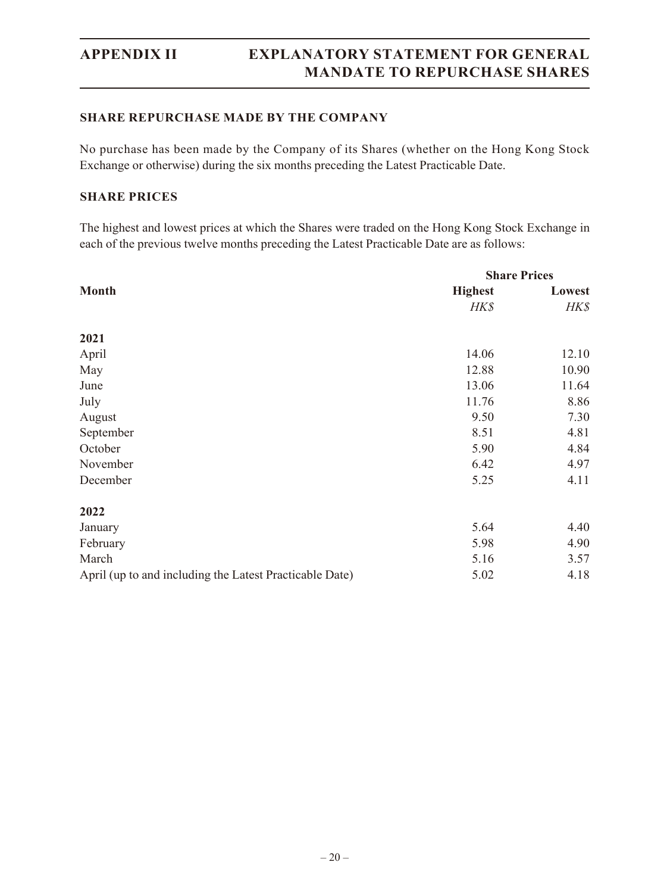## SHARE REPURCHASE MADE BY THE COMPANY

No purchase has been made by the Company of its Shares (whether on the Hong Kong Stock Exchange or otherwise) during the six months preceding the Latest Practicable Date.

## SHARE PRICES

The highest and lowest prices at which the Shares were traded on the Hong Kong Stock Exchange in each of the previous twelve months preceding the Latest Practicable Date are as follows:

| | Share Prices | |
|---|---|---|
| **Month** | **Highest** | **Lowest** |
| | *HK$* | *HK$* |
| **2021** | | |
| April | 14.06 | 12.10 |
| May | 12.88 | 10.90 |
| June | 13.06 | 11.64 |
| July | 11.76 | 8.86 |
| August | 9.50 | 7.30 |
| September | 8.51 | 4.81 |
| October | 5.90 | 4.84 |
| November | 6.42 | 4.97 |
| December | 5.25 | 4.11 |
| **2022** | | |
| January | 5.64 | 4.40 |
| February | 5.98 | 4.90 |
| March | 5.16 | 3.57 |
| April (up to and including the Latest Practicable Date) | 5.02 | 4.18 |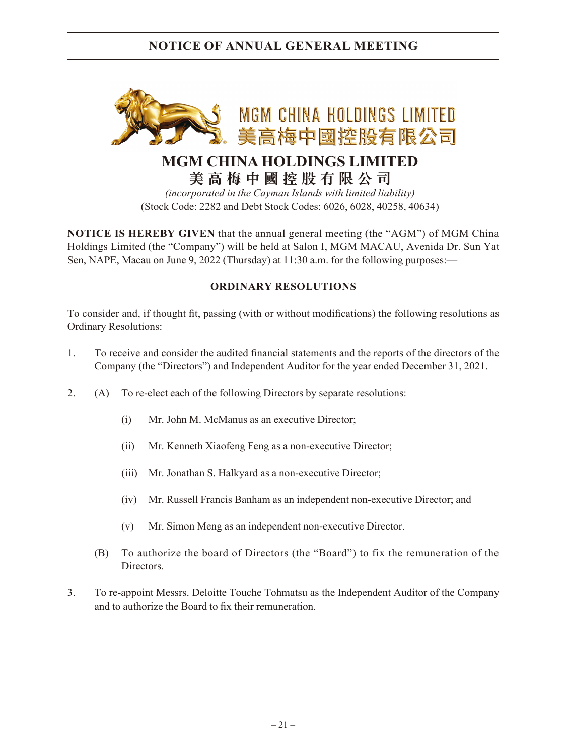# NOTICE OF ANNUAL GENERAL MEETING

MGM CHINA HOLDINGS LIMITED
美高梅中國控股有限公司

## MGM CHINA HOLDINGS LIMITED
## 美高梅中國控股有限公司

*(incorporated in the Cayman Islands with limited liability)*
(Stock Code: 2282 and Debt Stock Codes: 6026, 6028, 40258, 40634)

**NOTICE IS HEREBY GIVEN** that the annual general meeting (the "AGM") of MGM China Holdings Limited (the "Company") will be held at Salon I, MGM MACAU, Avenida Dr. Sun Yat Sen, NAPE, Macau on June 9, 2022 (Thursday) at 11:30 a.m. for the following purposes:—

### ORDINARY RESOLUTIONS

To consider and, if thought fit, passing (with or without modifications) the following resolutions as Ordinary Resolutions:

1. To receive and consider the audited financial statements and the reports of the directors of the Company (the "Directors") and Independent Auditor for the year ended December 31, 2021.

2. (A) To re-elect each of the following Directors by separate resolutions:

   (i) Mr. John M. McManus as an executive Director;

   (ii) Mr. Kenneth Xiaofeng Feng as a non-executive Director;

   (iii) Mr. Jonathan S. Halkyard as a non-executive Director;

   (iv) Mr. Russell Francis Banham as an independent non-executive Director; and

   (v) Mr. Simon Meng as an independent non-executive Director.

   (B) To authorize the board of Directors (the "Board") to fix the remuneration of the Directors.

3. To re-appoint Messrs. Deloitte Touche Tohmatsu as the Independent Auditor of the Company and to authorize the Board to fix their remuneration.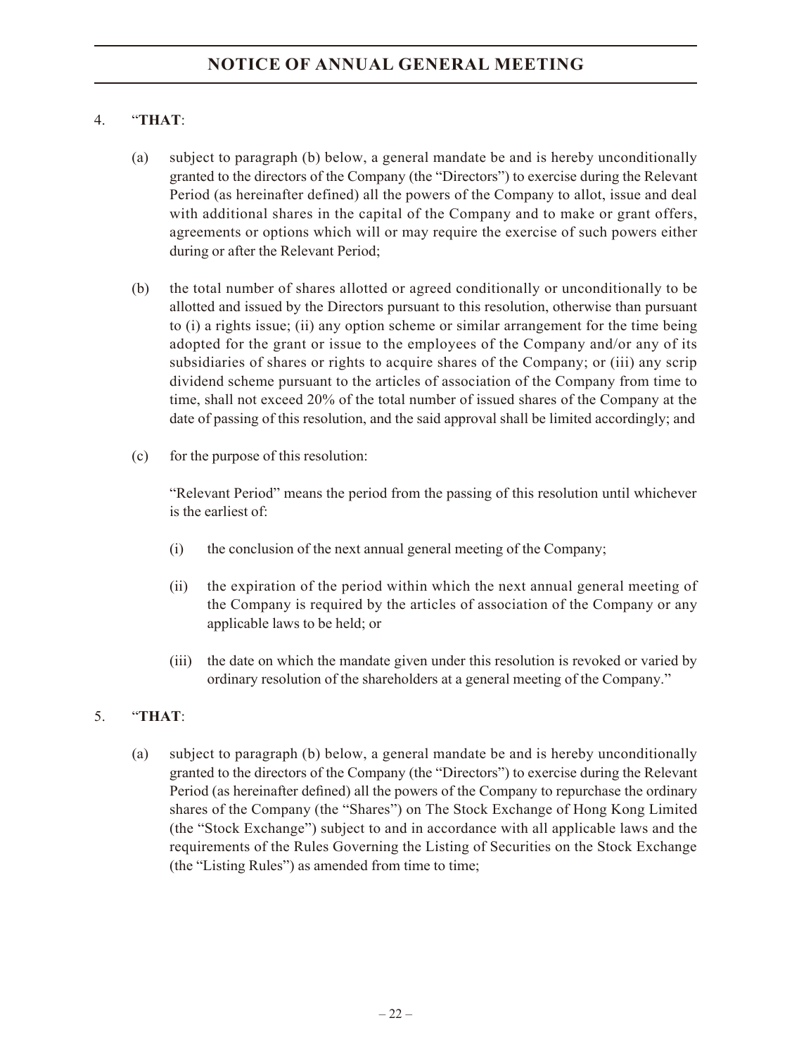4. "**THAT**:

   (a) subject to paragraph (b) below, a general mandate be and is hereby unconditionally granted to the directors of the Company (the "Directors") to exercise during the Relevant Period (as hereinafter defined) all the powers of the Company to allot, issue and deal with additional shares in the capital of the Company and to make or grant offers, agreements or options which will or may require the exercise of such powers either during or after the Relevant Period;

   (b) the total number of shares allotted or agreed conditionally or unconditionally to be allotted and issued by the Directors pursuant to this resolution, otherwise than pursuant to (i) a rights issue; (ii) any option scheme or similar arrangement for the time being adopted for the grant or issue to the employees of the Company and/or any of its subsidiaries of shares or rights to acquire shares of the Company; or (iii) any scrip dividend scheme pursuant to the articles of association of the Company from time to time, shall not exceed 20% of the total number of issued shares of the Company at the date of passing of this resolution, and the said approval shall be limited accordingly; and

   (c) for the purpose of this resolution:

   "Relevant Period" means the period from the passing of this resolution until whichever is the earliest of:

   (i) the conclusion of the next annual general meeting of the Company;

   (ii) the expiration of the period within which the next annual general meeting of the Company is required by the articles of association of the Company or any applicable laws to be held; or

   (iii) the date on which the mandate given under this resolution is revoked or varied by ordinary resolution of the shareholders at a general meeting of the Company."

5. "**THAT**:

   (a) subject to paragraph (b) below, a general mandate be and is hereby unconditionally granted to the directors of the Company (the "Directors") to exercise during the Relevant Period (as hereinafter defined) all the powers of the Company to repurchase the ordinary shares of the Company (the "Shares") on The Stock Exchange of Hong Kong Limited (the "Stock Exchange") subject to and in accordance with all applicable laws and the requirements of the Rules Governing the Listing of Securities on the Stock Exchange (the "Listing Rules") as amended from time to time;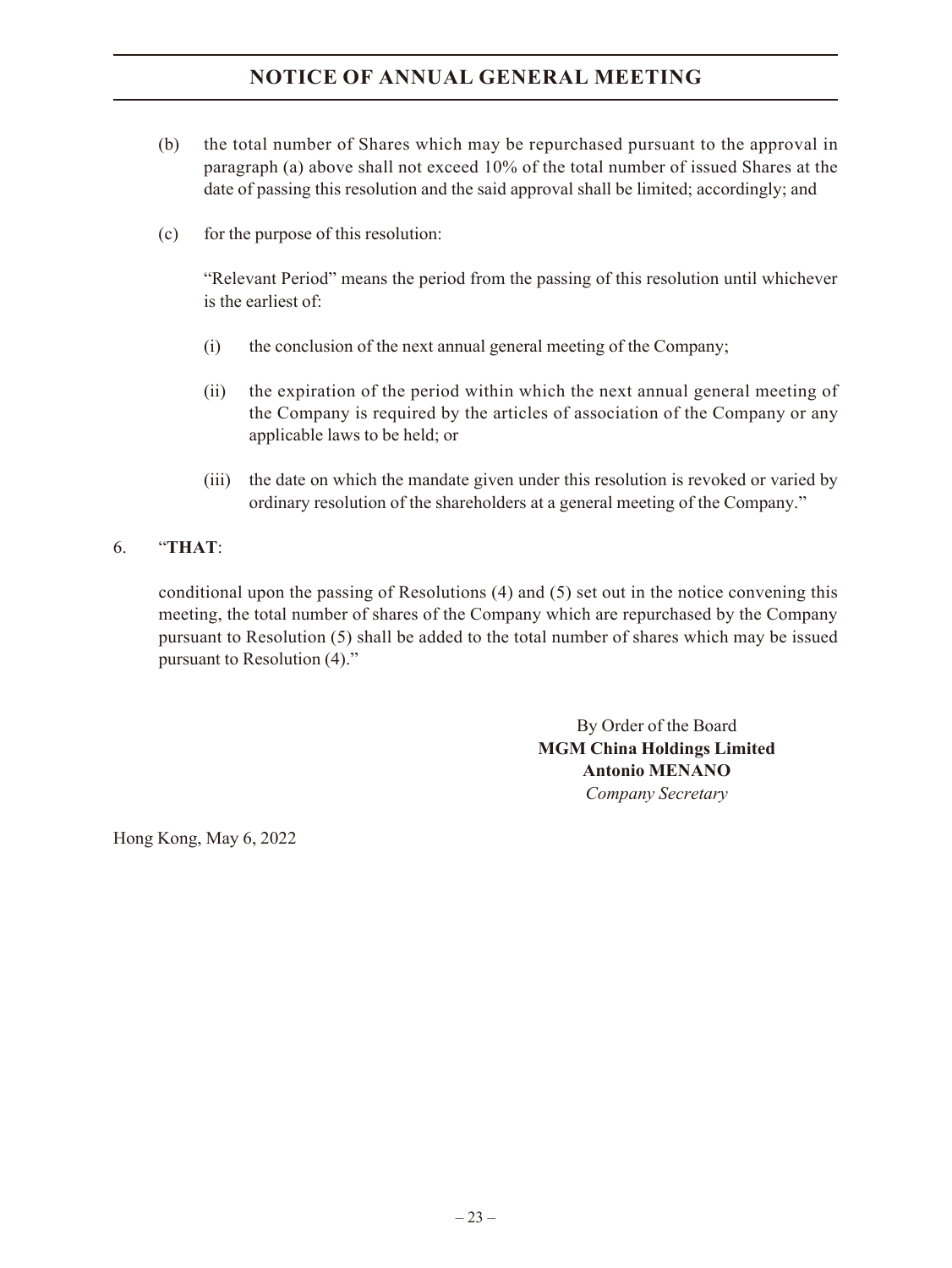(b) the total number of Shares which may be repurchased pursuant to the approval in paragraph (a) above shall not exceed 10% of the total number of issued Shares at the date of passing this resolution and the said approval shall be limited; accordingly; and

(c) for the purpose of this resolution:

"Relevant Period" means the period from the passing of this resolution until whichever is the earliest of:

(i) the conclusion of the next annual general meeting of the Company;

(ii) the expiration of the period within which the next annual general meeting of the Company is required by the articles of association of the Company or any applicable laws to be held; or

(iii) the date on which the mandate given under this resolution is revoked or varied by ordinary resolution of the shareholders at a general meeting of the Company."

6. "**THAT**:

conditional upon the passing of Resolutions (4) and (5) set out in the notice convening this meeting, the total number of shares of the Company which are repurchased by the Company pursuant to Resolution (5) shall be added to the total number of shares which may be issued pursuant to Resolution (4)."

By Order of the Board
**MGM China Holdings Limited**
**Antonio MENANO**
*Company Secretary*

Hong Kong, May 6, 2022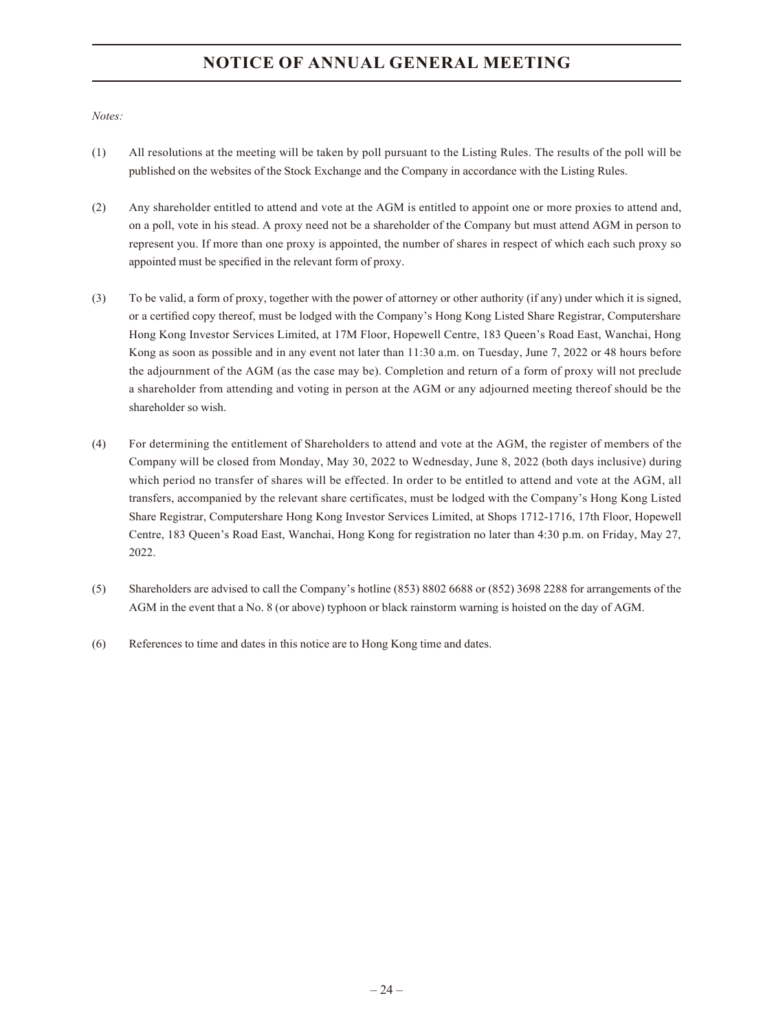# NOTICE OF ANNUAL GENERAL MEETING

*Notes:*

(1) All resolutions at the meeting will be taken by poll pursuant to the Listing Rules. The results of the poll will be published on the websites of the Stock Exchange and the Company in accordance with the Listing Rules.

(2) Any shareholder entitled to attend and vote at the AGM is entitled to appoint one or more proxies to attend and, on a poll, vote in his stead. A proxy need not be a shareholder of the Company but must attend AGM in person to represent you. If more than one proxy is appointed, the number of shares in respect of which each such proxy so appointed must be specified in the relevant form of proxy.

(3) To be valid, a form of proxy, together with the power of attorney or other authority (if any) under which it is signed, or a certified copy thereof, must be lodged with the Company's Hong Kong Listed Share Registrar, Computershare Hong Kong Investor Services Limited, at 17M Floor, Hopewell Centre, 183 Queen's Road East, Wanchai, Hong Kong as soon as possible and in any event not later than 11:30 a.m. on Tuesday, June 7, 2022 or 48 hours before the adjournment of the AGM (as the case may be). Completion and return of a form of proxy will not preclude a shareholder from attending and voting in person at the AGM or any adjourned meeting thereof should be the shareholder so wish.

(4) For determining the entitlement of Shareholders to attend and vote at the AGM, the register of members of the Company will be closed from Monday, May 30, 2022 to Wednesday, June 8, 2022 (both days inclusive) during which period no transfer of shares will be effected. In order to be entitled to attend and vote at the AGM, all transfers, accompanied by the relevant share certificates, must be lodged with the Company's Hong Kong Listed Share Registrar, Computershare Hong Kong Investor Services Limited, at Shops 1712-1716, 17th Floor, Hopewell Centre, 183 Queen's Road East, Wanchai, Hong Kong for registration no later than 4:30 p.m. on Friday, May 27, 2022.

(5) Shareholders are advised to call the Company's hotline (853) 8802 6688 or (852) 3698 2288 for arrangements of the AGM in the event that a No. 8 (or above) typhoon or black rainstorm warning is hoisted on the day of AGM.

(6) References to time and dates in this notice are to Hong Kong time and dates.